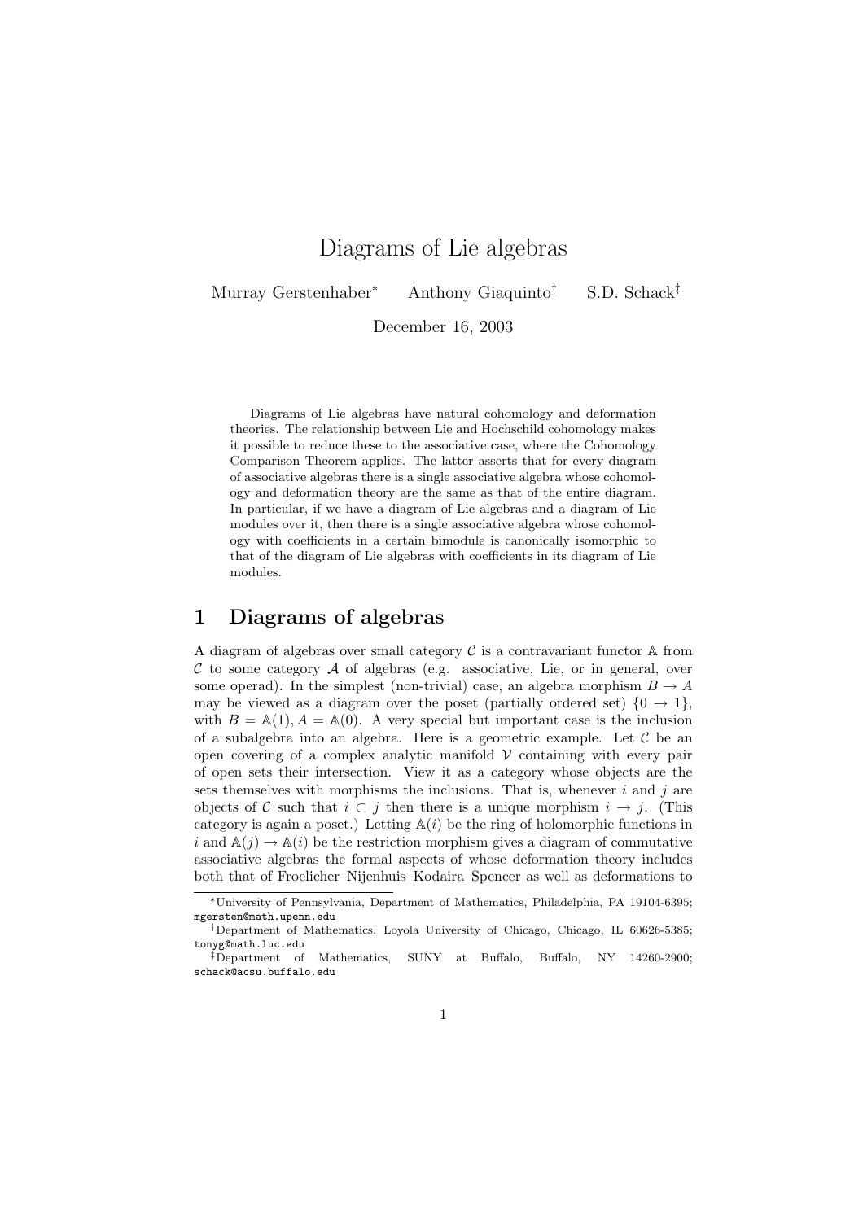# Diagrams of Lie algebras

Murray Gerstenhaber* Anthony Giaquinto† S.D. Schack‡

December 16, 2003

Diagrams of Lie algebras have natural cohomology and deformation theories. The relationship between Lie and Hochschild cohomology makes it possible to reduce these to the associative case, where the Cohomology Comparison Theorem applies. The latter asserts that for every diagram of associative algebras there is a single associative algebra whose cohomology and deformation theory are the same as that of the entire diagram. In particular, if we have a diagram of Lie algebras and a diagram of Lie modules over it, then there is a single associative algebra whose cohomology with coefficients in a certain bimodule is canonically isomorphic to that of the diagram of Lie algebras with coefficients in its diagram of Lie modules.

## 1 Diagrams of algebras

A diagram of algebras over small category $\mathcal{C}$ is a contravariant functor $\mathbb{A}$ from $\mathcal{C}$ to some category $\mathcal{A}$ of algebras (e.g. associative, Lie, or in general, over some operad). In the simplest (non-trivial) case, an algebra morphism $B \to A$ may be viewed as a diagram over the poset (partially ordered set) $\{0 \to 1\}$, with $B = \mathbb{A}(1), A = \mathbb{A}(0)$. A very special but important case is the inclusion of a subalgebra into an algebra. Here is a geometric example. Let $\mathcal{C}$ be an open covering of a complex analytic manifold $\mathcal{V}$ containing with every pair of open sets their intersection. View it as a category whose objects are the sets themselves with morphisms the inclusions. That is, whenever $i$ and $j$ are objects of $\mathcal{C}$ such that $i \subset j$ then there is a unique morphism $i \to j$. (This category is again a poset.) Letting $\mathbb{A}(i)$ be the ring of holomorphic functions in $i$ and $\mathbb{A}(j) \to \mathbb{A}(i)$ be the restriction morphism gives a diagram of commutative associative algebras the formal aspects of whose deformation theory includes both that of Froelicher–Nijenhuis–Kodaira–Spencer as well as deformations to

---

*University of Pennsylvania, Department of Mathematics, Philadelphia, PA 19104-6395; mgersten@math.upenn.edu

†Department of Mathematics, Loyola University of Chicago, Chicago, IL 60626-5385; tonyg@math.luc.edu

‡Department of Mathematics, SUNY at Buffalo, Buffalo, NY 14260-2900; schack@acsu.buffalo.edu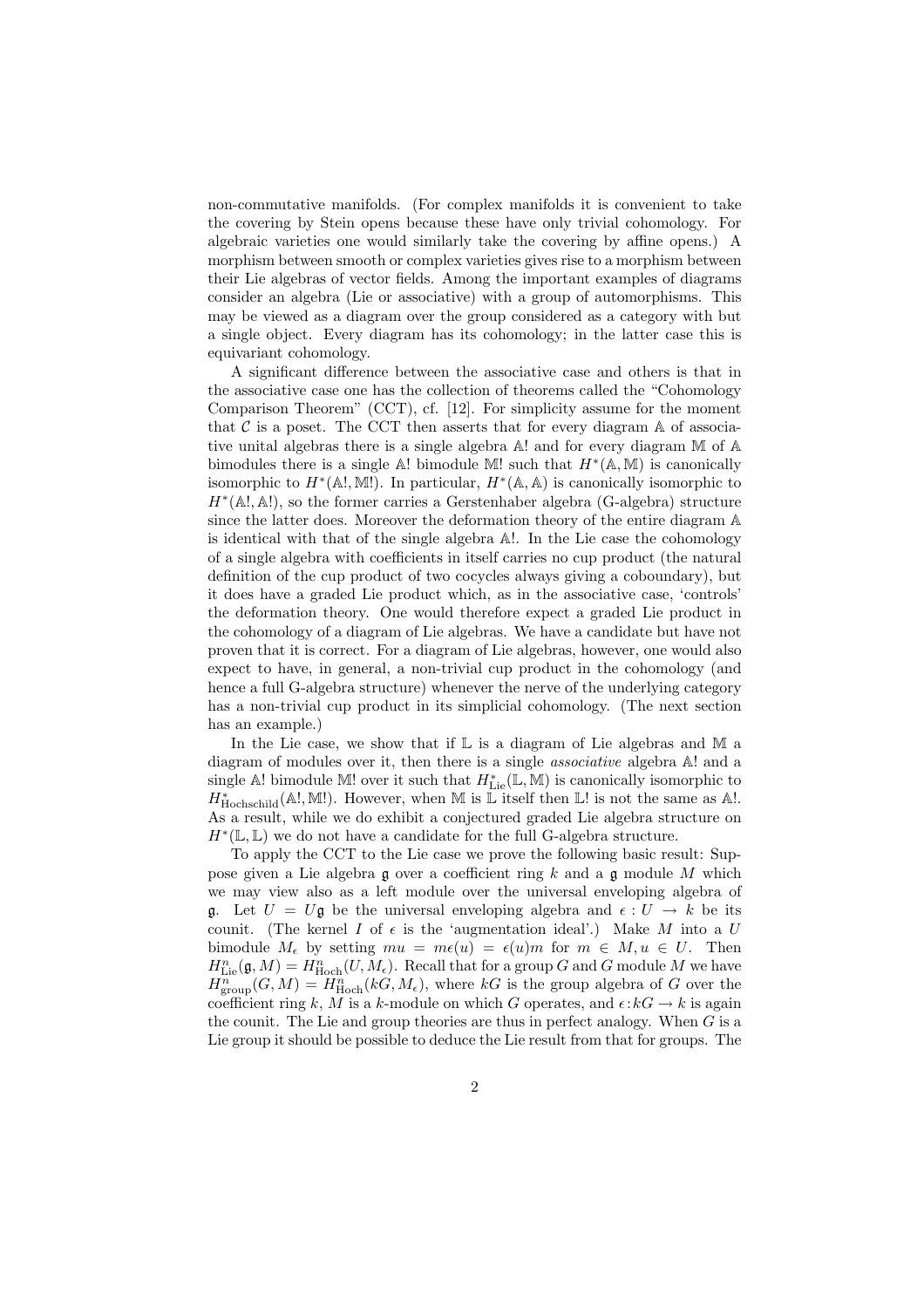non-commutative manifolds. (For complex manifolds it is convenient to take the covering by Stein opens because these have only trivial cohomology. For algebraic varieties one would similarly take the covering by affine opens.) A morphism between smooth or complex varieties gives rise to a morphism between their Lie algebras of vector fields. Among the important examples of diagrams consider an algebra (Lie or associative) with a group of automorphisms. This may be viewed as a diagram over the group considered as a category with but a single object. Every diagram has its cohomology; in the latter case this is equivariant cohomology.

A significant difference between the associative case and others is that in the associative case one has the collection of theorems called the "Cohomology Comparison Theorem" (CCT), cf. [12]. For simplicity assume for the moment that $\mathcal{C}$ is a poset. The CCT then asserts that for every diagram $\mathbb{A}$ of associative unital algebras there is a single algebra $\mathbb{A}!$ and for every diagram $\mathbb{M}$ of $\mathbb{A}$ bimodules there is a single $\mathbb{A}!$ bimodule $\mathbb{M}!$ such that $H^*(\mathbb{A}, \mathbb{M})$ is canonically isomorphic to $H^*(\mathbb{A}!, \mathbb{M}!)$. In particular, $H^*(\mathbb{A}, \mathbb{A})$ is canonically isomorphic to $H^*(\mathbb{A}!, \mathbb{A}!)$, so the former carries a Gerstenhaber algebra (G-algebra) structure since the latter does. Moreover the deformation theory of the entire diagram $\mathbb{A}$ is identical with that of the single algebra $\mathbb{A}!$. In the Lie case the cohomology of a single algebra with coefficients in itself carries no cup product (the natural definition of the cup product of two cocycles always giving a coboundary), but it does have a graded Lie product which, as in the associative case, 'controls' the deformation theory. One would therefore expect a graded Lie product in the cohomology of a diagram of Lie algebras. We have a candidate but have not proven that it is correct. For a diagram of Lie algebras, however, one would also expect to have, in general, a non-trivial cup product in the cohomology (and hence a full G-algebra structure) whenever the nerve of the underlying category has a non-trivial cup product in its simplicial cohomology. (The next section has an example.)

In the Lie case, we show that if $\mathbb{L}$ is a diagram of Lie algebras and $\mathbb{M}$ a diagram of modules over it, then there is a single *associative* algebra $\mathbb{A}!$ and a single $\mathbb{A}!$ bimodule $\mathbb{M}!$ over it such that $H^*_{\mathrm{Lie}}(\mathbb{L}, \mathbb{M})$ is canonically isomorphic to $H^*_{\mathrm{Hochschild}}(\mathbb{A}!, \mathbb{M}!)$. However, when $\mathbb{M}$ is $\mathbb{L}$ itself then $\mathbb{L}!$ is not the same as $\mathbb{A}!$. As a result, while we do exhibit a conjectured graded Lie algebra structure on $H^*(\mathbb{L}, \mathbb{L})$ we do not have a candidate for the full G-algebra structure.

To apply the CCT to the Lie case we prove the following basic result: Suppose given a Lie algebra $\mathfrak{g}$ over a coefficient ring $k$ and a $\mathfrak{g}$ module $M$ which we may view also as a left module over the universal enveloping algebra of $\mathfrak{g}$. Let $U = U\mathfrak{g}$ be the universal enveloping algebra and $\epsilon : U \to k$ be its counit. (The kernel $I$ of $\epsilon$ is the 'augmentation ideal'.) Make $M$ into a $U$ bimodule $M_\epsilon$ by setting $mu = m\epsilon(u) = \epsilon(u)m$ for $m \in M, u \in U$. Then $H^n_{\mathrm{Lie}}(\mathfrak{g}, M) = H^n_{\mathrm{Hoch}}(U, M_\epsilon)$. Recall that for a group $G$ and $G$ module $M$ we have $H^n_{\mathrm{group}}(G, M) = H^n_{\mathrm{Hoch}}(kG, M_\epsilon)$, where $kG$ is the group algebra of $G$ over the coefficient ring $k$, $M$ is a $k$-module on which $G$ operates, and $\epsilon : kG \to k$ is again the counit. The Lie and group theories are thus in perfect analogy. When $G$ is a Lie group it should be possible to deduce the Lie result from that for groups. The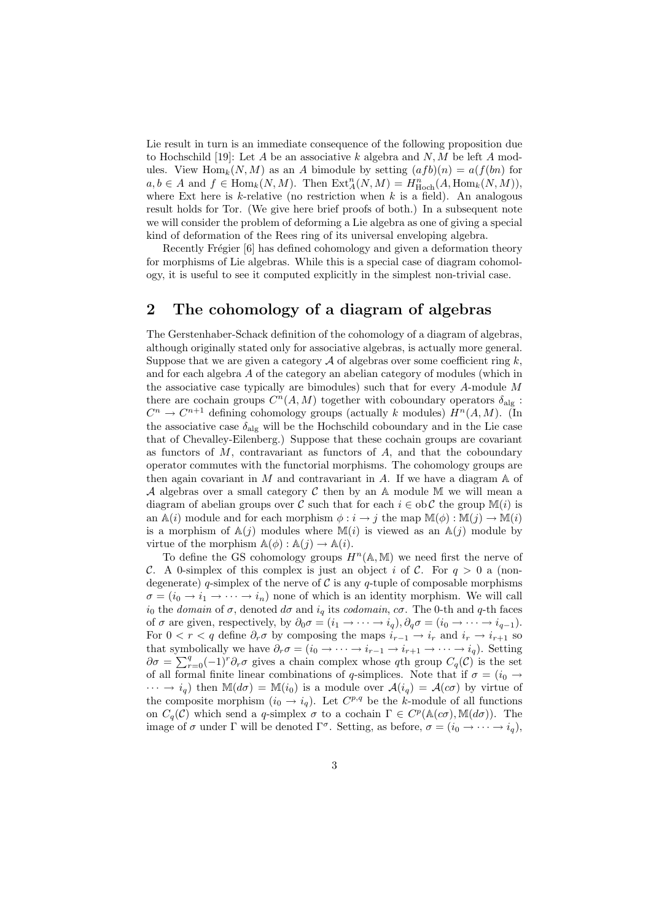Lie result in turn is an immediate consequence of the following proposition due to Hochschild [19]: Let $A$ be an associative $k$ algebra and $N, M$ be left $A$ modules. View $\mathrm{Hom}_k(N, M)$ as an $A$ bimodule by setting $(afb)(n) = a(f(bn))$ for $a, b \in A$ and $f \in \mathrm{Hom}_k(N, M)$. Then $\mathrm{Ext}^n_A(N, M) = H^n_{\mathrm{Hoch}}(A, \mathrm{Hom}_k(N, M))$, where Ext here is $k$-relative (no restriction when $k$ is a field). An analogous result holds for Tor. (We give here brief proofs of both.) In a subsequent note we will consider the problem of deforming a Lie algebra as one of giving a special kind of deformation of the Rees ring of its universal enveloping algebra.

Recently Frégier [6] has defined cohomology and given a deformation theory for morphisms of Lie algebras. While this is a special case of diagram cohomology, it is useful to see it computed explicitly in the simplest non-trivial case.

## 2 The cohomology of a diagram of algebras

The Gerstenhaber-Schack definition of the cohomology of a diagram of algebras, although originally stated only for associative algebras, is actually more general. Suppose that we are given a category $\mathcal{A}$ of algebras over some coefficient ring $k$, and for each algebra $A$ of the category an abelian category of modules (which in the associative case typically are bimodules) such that for every $A$-module $M$ there are cochain groups $C^n(A, M)$ together with coboundary operators $\delta_{\mathrm{alg}} : C^n \to C^{n+1}$ defining cohomology groups (actually $k$ modules) $H^n(A, M)$. (In the associative case $\delta_{\mathrm{alg}}$ will be the Hochschild coboundary and in the Lie case that of Chevalley-Eilenberg.) Suppose that these cochain groups are covariant as functors of $M$, contravariant as functors of $A$, and that the coboundary operator commutes with the functorial morphisms. The cohomology groups are then again covariant in $M$ and contravariant in $A$. If we have a diagram $\mathbb{A}$ of $\mathcal{A}$ algebras over a small category $\mathcal{C}$ then by an $\mathbb{A}$ module $\mathbb{M}$ we will mean a diagram of abelian groups over $\mathcal{C}$ such that for each $i \in \mathrm{ob}\,\mathcal{C}$ the group $\mathbb{M}(i)$ is an $\mathbb{A}(i)$ module and for each morphism $\phi : i \to j$ the map $\mathbb{M}(\phi) : \mathbb{M}(j) \to \mathbb{M}(i)$ is a morphism of $\mathbb{A}(j)$ modules where $\mathbb{M}(i)$ is viewed as an $\mathbb{A}(j)$ module by virtue of the morphism $\mathbb{A}(\phi) : \mathbb{A}(j) \to \mathbb{A}(i)$.

To define the GS cohomology groups $H^n(\mathbb{A}, \mathbb{M})$ we need first the nerve of $\mathcal{C}$. A 0-simplex of this complex is just an object $i$ of $\mathcal{C}$. For $q > 0$ a (non-degenerate) $q$-simplex of the nerve of $\mathcal{C}$ is any $q$-tuple of composable morphisms $\sigma = (i_0 \to i_1 \to \cdots \to i_n)$ none of which is an identity morphism. We will call $i_0$ the *domain* of $\sigma$, denoted $d\sigma$ and $i_q$ its *codomain*, $c\sigma$. The 0-th and $q$-th faces of $\sigma$ are given, respectively, by $\partial_0\sigma = (i_1 \to \cdots \to i_q), \partial_q\sigma = (i_0 \to \cdots \to i_{q-1})$. For $0 < r < q$ define $\partial_r\sigma$ by composing the maps $i_{r-1} \to i_r$ and $i_r \to i_{r+1}$ so that symbolically we have $\partial_r\sigma = (i_0 \to \cdots \to i_{r-1} \to i_{r+1} \to \cdots \to i_q)$. Setting $\partial\sigma = \sum_{r=0}^{q}(-1)^r\partial_r\sigma$ gives a chain complex whose $q$th group $C_q(\mathcal{C})$ is the set of all formal finite linear combinations of $q$-simplices. Note that if $\sigma = (i_0 \to \cdots \to i_q)$ then $\mathbb{M}(d\sigma) = \mathbb{M}(i_0)$ is a module over $\mathcal{A}(i_q) = \mathcal{A}(c\sigma)$ by virtue of the composite morphism $(i_0 \to i_q)$. Let $C^{p,q}$ be the $k$-module of all functions on $C_q(\mathcal{C})$ which send a $q$-simplex $\sigma$ to a cochain $\Gamma \in C^p(\mathbb{A}(c\sigma), \mathbb{M}(d\sigma))$. The image of $\sigma$ under $\Gamma$ will be denoted $\Gamma^\sigma$. Setting, as before, $\sigma = (i_0 \to \cdots \to i_q)$,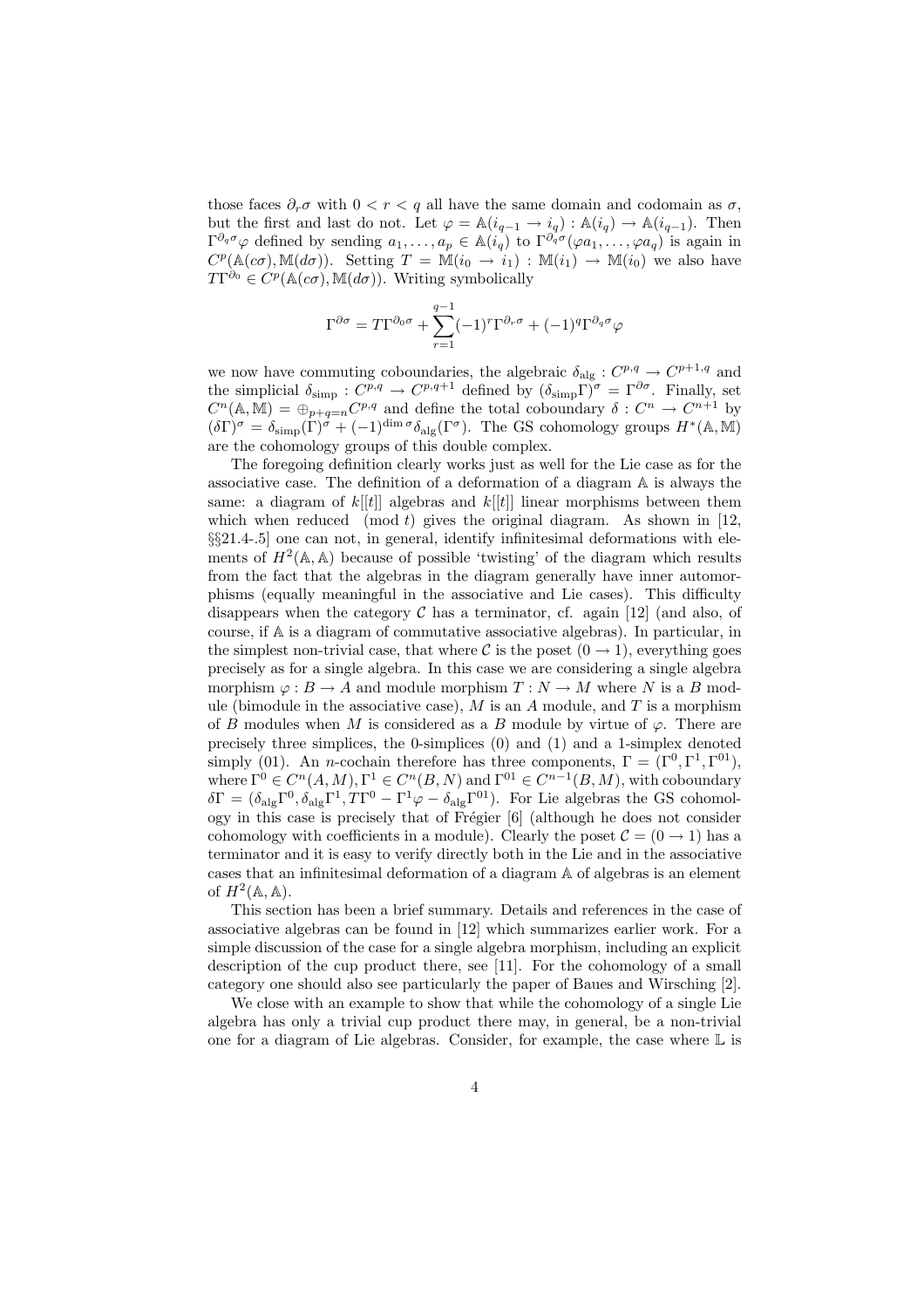those faces $\partial_r\sigma$ with $0 < r < q$ all have the same domain and codomain as $\sigma$, but the first and last do not. Let $\varphi = \mathbb{A}(i_{q-1} \to i_q) : \mathbb{A}(i_q) \to \mathbb{A}(i_{q-1})$. Then $\Gamma^{\partial_q\sigma}\varphi$ defined by sending $a_1, \dots, a_p \in \mathbb{A}(i_q)$ to $\Gamma^{\partial_q\sigma}(\varphi a_1, \dots, \varphi a_q)$ is again in $C^p(\mathbb{A}(c\sigma), \mathbb{M}(d\sigma))$. Setting $T = \mathbb{M}(i_0 \to i_1) : \mathbb{M}(i_1) \to \mathbb{M}(i_0)$ we also have $T\Gamma^{\partial_0} \in C^p(\mathbb{A}(c\sigma), \mathbb{M}(d\sigma))$. Writing symbolically

$$\Gamma^{\partial\sigma} = T\Gamma^{\partial_0\sigma} + \sum_{r=1}^{q-1}(-1)^r\Gamma^{\partial_r\sigma} + (-1)^q\Gamma^{\partial_q\sigma}\varphi$$

we now have commuting coboundaries, the algebraic $\delta_{\mathrm{alg}} : C^{p,q} \to C^{p+1,q}$ and the simplicial $\delta_{\mathrm{simp}} : C^{p,q} \to C^{p,q+1}$ defined by $(\delta_{\mathrm{simp}}\Gamma)^\sigma = \Gamma^{\partial\sigma}$. Finally, set $C^n(\mathbb{A}, \mathbb{M}) = \oplus_{p+q=n}C^{p,q}$ and define the total coboundary $\delta : C^n \to C^{n+1}$ by $(\delta\Gamma)^\sigma = \delta_{\mathrm{simp}}(\Gamma)^\sigma + (-1)^{\dim\sigma}\delta_{\mathrm{alg}}(\Gamma^\sigma)$. The GS cohomology groups $H^*(\mathbb{A}, \mathbb{M})$ are the cohomology groups of this double complex.

The foregoing definition clearly works just as well for the Lie case as for the associative case. The definition of a deformation of a diagram $\mathbb{A}$ is always the same: a diagram of $k[[t]]$ algebras and $k[[t]]$ linear morphisms between them which when reduced $\pmod t$ gives the original diagram. As shown in [12, §§21.4-.5] one can not, in general, identify infinitesimal deformations with elements of $H^2(\mathbb{A}, \mathbb{A})$ because of possible 'twisting' of the diagram which results from the fact that the algebras in the diagram generally have inner automorphisms (equally meaningful in the associative and Lie cases). This difficulty disappears when the category $\mathcal{C}$ has a terminator, cf. again [12] (and also, of course, if $\mathbb{A}$ is a diagram of commutative associative algebras). In particular, in the simplest non-trivial case, that where $\mathcal{C}$ is the poset $(0 \to 1)$, everything goes precisely as for a single algebra. In this case we are considering a single algebra morphism $\varphi : B \to A$ and module morphism $T : N \to M$ where $N$ is a $B$ module (bimodule in the associative case), $M$ is an $A$ module, and $T$ is a morphism of $B$ modules when $M$ is considered as a $B$ module by virtue of $\varphi$. There are precisely three simplices, the 0-simplices $(0)$ and $(1)$ and a 1-simplex denoted simply $(01)$. An $n$-cochain therefore has three components, $\Gamma = (\Gamma^0, \Gamma^1, \Gamma^{01})$, where $\Gamma^0 \in C^n(A, M), \Gamma^1 \in C^n(B, N)$ and $\Gamma^{01} \in C^{n-1}(B, M)$, with coboundary $\delta\Gamma = (\delta_{\mathrm{alg}}\Gamma^0, \delta_{\mathrm{alg}}\Gamma^1, T\Gamma^0 - \Gamma^1\varphi - \delta_{\mathrm{alg}}\Gamma^{01})$. For Lie algebras the GS cohomology in this case is precisely that of Frégier [6] (although he does not consider cohomology with coefficients in a module). Clearly the poset $\mathcal{C} = (0 \to 1)$ has a terminator and it is easy to verify directly both in the Lie and in the associative cases that an infinitesimal deformation of a diagram $\mathbb{A}$ of algebras is an element of $H^2(\mathbb{A}, \mathbb{A})$.

This section has been a brief summary. Details and references in the case of associative algebras can be found in [12] which summarizes earlier work. For a simple discussion of the case for a single algebra morphism, including an explicit description of the cup product there, see [11]. For the cohomology of a small category one should also see particularly the paper of Baues and Wirsching [2].

We close with an example to show that while the cohomology of a single Lie algebra has only a trivial cup product there may, in general, be a non-trivial one for a diagram of Lie algebras. Consider, for example, the case where $\mathbb{L}$ is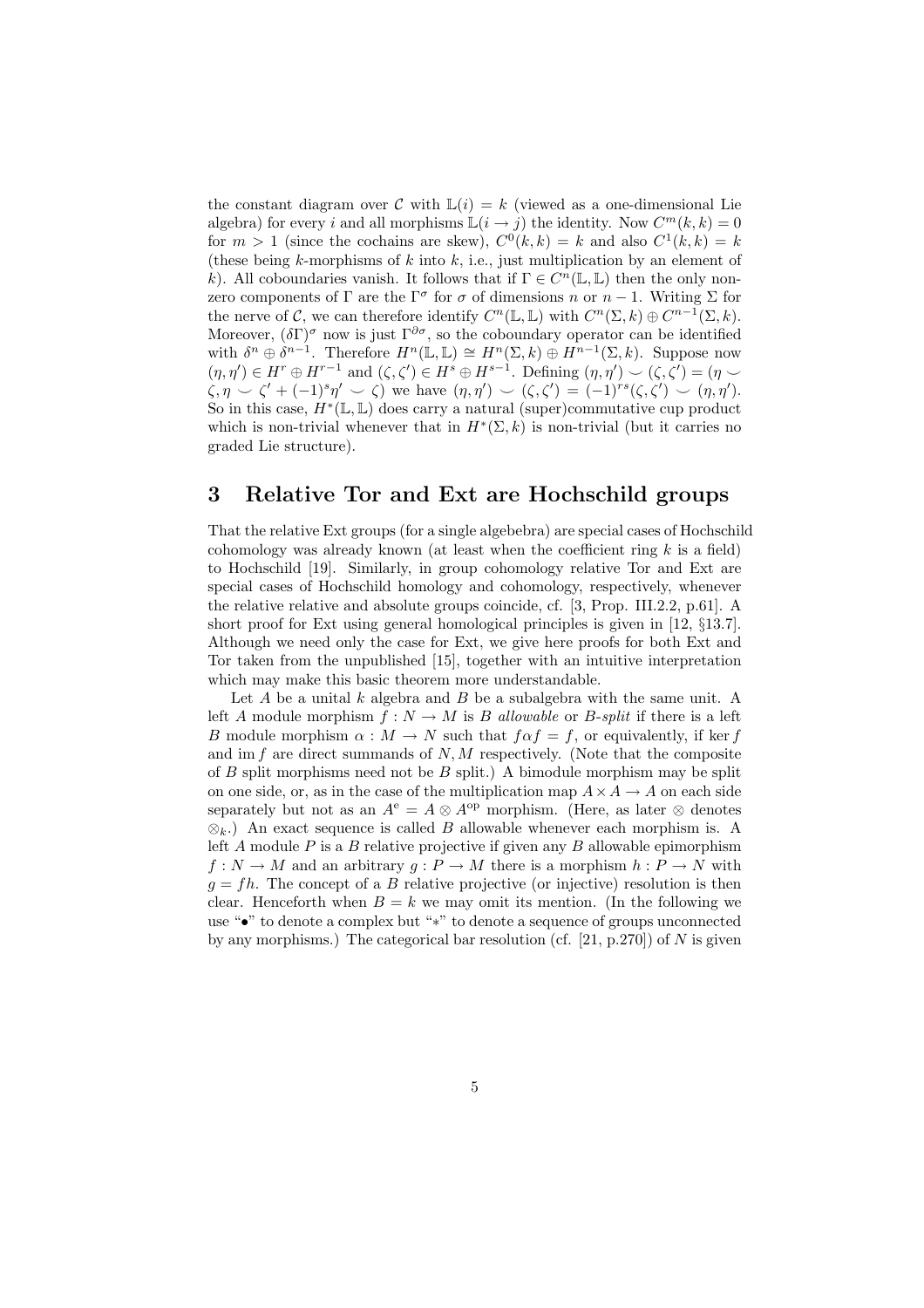the constant diagram over $\mathcal{C}$ with $\mathbb{L}(i) = k$ (viewed as a one-dimensional Lie algebra) for every $i$ and all morphisms $\mathbb{L}(i \to j)$ the identity. Now $C^m(k,k) = 0$ for $m > 1$ (since the cochains are skew), $C^0(k,k) = k$ and also $C^1(k,k) = k$ (these being $k$-morphisms of $k$ into $k$, i.e., just multiplication by an element of $k$). All coboundaries vanish. It follows that if $\Gamma \in C^n(\mathbb{L}, \mathbb{L})$ then the only non-zero components of $\Gamma$ are the $\Gamma^\sigma$ for $\sigma$ of dimensions $n$ or $n-1$. Writing $\Sigma$ for the nerve of $\mathcal{C}$, we can therefore identify $C^n(\mathbb{L}, \mathbb{L})$ with $C^n(\Sigma, k) \oplus C^{n-1}(\Sigma, k)$. Moreover, $(\delta\Gamma)^\sigma$ now is just $\Gamma^{\partial\sigma}$, so the coboundary operator can be identified with $\delta^n \oplus \delta^{n-1}$. Therefore $H^n(\mathbb{L}, \mathbb{L}) \cong H^n(\Sigma, k) \oplus H^{n-1}(\Sigma, k)$. Suppose now $(\eta, \eta') \in H^r \oplus H^{r-1}$ and $(\zeta, \zeta') \in H^s \oplus H^{s-1}$. Defining $(\eta, \eta') \smile (\zeta, \zeta') = (\eta \smile \zeta, \eta \smile \zeta' + (-1)^s \eta' \smile \zeta)$ we have $(\eta, \eta') \smile (\zeta, \zeta') = (-1)^{rs}(\zeta, \zeta') \smile (\eta, \eta')$. So in this case, $H^*(\mathbb{L}, \mathbb{L})$ does carry a natural (super)commutative cup product which is non-trivial whenever that in $H^*(\Sigma, k)$ is non-trivial (but it carries no graded Lie structure).

# 3 Relative Tor and Ext are Hochschild groups

That the relative Ext groups (for a single algebebra) are special cases of Hochschild cohomology was already known (at least when the coefficient ring $k$ is a field) to Hochschild [19]. Similarly, in group cohomology relative Tor and Ext are special cases of Hochschild homology and cohomology, respectively, whenever the relative relative and absolute groups coincide, cf. [3, Prop. III.2.2, p.61]. A short proof for Ext using general homological principles is given in [12, §13.7]. Although we need only the case for Ext, we give here proofs for both Ext and Tor taken from the unpublished [15], together with an intuitive interpretation which may make this basic theorem more understandable.

Let $A$ be a unital $k$ algebra and $B$ be a subalgebra with the same unit. A left $A$ module morphism $f : N \to M$ is $B$ *allowable* or *$B$-split* if there is a left $B$ module morphism $\alpha : M \to N$ such that $f\alpha f = f$, or equivalently, if $\ker f$ and $\operatorname{im} f$ are direct summands of $N, M$ respectively. (Note that the composite of $B$ split morphisms need not be $B$ split.) A bimodule morphism may be split on one side, or, as in the case of the multiplication map $A \times A \to A$ on each side separately but not as an $A^e = A \otimes A^{\mathrm{op}}$ morphism. (Here, as later $\otimes$ denotes $\otimes_k$.) An exact sequence is called $B$ allowable whenever each morphism is. A left $A$ module $P$ is a $B$ relative projective if given any $B$ allowable epimorphism $f : N \to M$ and an arbitrary $g : P \to M$ there is a morphism $h : P \to N$ with $g = fh$. The concept of a $B$ relative projective (or injective) resolution is then clear. Henceforth when $B = k$ we may omit its mention. (In the following we use "$\bullet$" to denote a complex but "$*$" to denote a sequence of groups unconnected by any morphisms.) The categorical bar resolution (cf. [21, p.270]) of $N$ is given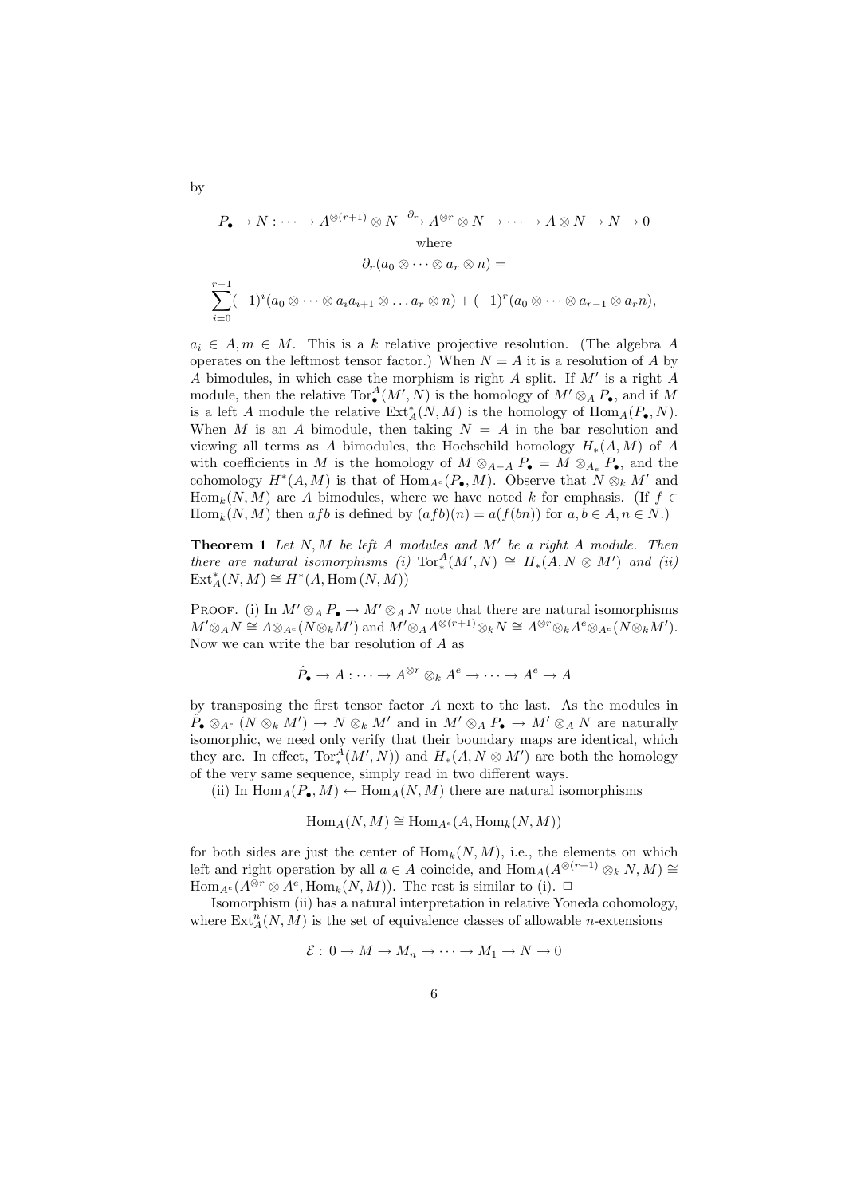by

$$P_\bullet \to N : \cdots \to A^{\otimes(r+1)} \otimes N \xrightarrow{\partial_r} A^{\otimes r} \otimes N \to \cdots \to A \otimes N \to N \to 0$$

where

$$\partial_r(a_0 \otimes \cdots \otimes a_r \otimes n) =$$

$$\sum_{i=0}^{r-1}(-1)^i(a_0 \otimes \cdots \otimes a_i a_{i+1} \otimes \ldots a_r \otimes n) + (-1)^r(a_0 \otimes \cdots \otimes a_{r-1} \otimes a_r n),$$

$a_i \in A, m \in M$. This is a $k$ relative projective resolution. (The algebra $A$ operates on the leftmost tensor factor.) When $N = A$ it is a resolution of $A$ by $A$ bimodules, in which case the morphism is right $A$ split. If $M'$ is a right $A$ module, then the relative $\mathrm{Tor}^A_\bullet(M', N)$ is the homology of $M' \otimes_A P_\bullet$, and if $M$ is a left $A$ module the relative $\mathrm{Ext}^*_A(N, M)$ is the homology of $\mathrm{Hom}_A(P_\bullet, N)$. When $M$ is an $A$ bimodule, then taking $N = A$ in the bar resolution and viewing all terms as $A$ bimodules, the Hochschild homology $H_*(A, M)$ of $A$ with coefficients in $M$ is the homology of $M \otimes_{A-A} P_\bullet = M \otimes_{A_e} P_\bullet$, and the cohomology $H^*(A, M)$ is that of $\mathrm{Hom}_{A^e}(P_\bullet, M)$. Observe that $N \otimes_k M'$ and $\mathrm{Hom}_k(N, M)$ are $A$ bimodules, where we have noted $k$ for emphasis. (If $f \in \mathrm{Hom}_k(N, M)$ then $afb$ is defined by $(afb)(n) = a(f(bn))$ for $a, b \in A, n \in N$.)

**Theorem 1** *Let $N, M$ be left $A$ modules and $M'$ be a right $A$ module. Then there are natural isomorphisms (i) $\mathrm{Tor}^A_*(M', N) \cong H_*(A, N \otimes M')$ and (ii) $\mathrm{Ext}^*_A(N, M) \cong H^*(A, \mathrm{Hom}\,(N, M))$*

Proof. (i) In $M' \otimes_A P_\bullet \to M' \otimes_A N$ note that there are natural isomorphisms $M' \otimes_A N \cong A \otimes_{A^e} (N \otimes_k M')$ and $M' \otimes_A A^{\otimes(r+1)} \otimes_k N \cong A^{\otimes r} \otimes_k A^e \otimes_{A^e} (N \otimes_k M')$. Now we can write the bar resolution of $A$ as

$$\hat{P}_\bullet \to A : \cdots \to A^{\otimes r} \otimes_k A^e \to \cdots \to A^e \to A$$

by transposing the first tensor factor $A$ next to the last. As the modules in $\hat{P}_\bullet \otimes_{A^e} (N \otimes_k M') \to N \otimes_k M'$ and in $M' \otimes_A P_\bullet \to M' \otimes_A N$ are naturally isomorphic, we need only verify that their boundary maps are identical, which they are. In effect, $\mathrm{Tor}^A_*(M', N))$ and $H_*(A, N \otimes M')$ are both the homology of the very same sequence, simply read in two different ways.

(ii) In $\mathrm{Hom}_A(P_\bullet, M) \leftarrow \mathrm{Hom}_A(N, M)$ there are natural isomorphisms

$$\mathrm{Hom}_A(N, M) \cong \mathrm{Hom}_{A^e}(A, \mathrm{Hom}_k(N, M))$$

for both sides are just the center of $\mathrm{Hom}_k(N, M)$, i.e., the elements on which left and right operation by all $a \in A$ coincide, and $\mathrm{Hom}_A(A^{\otimes(r+1)} \otimes_k N, M) \cong \mathrm{Hom}_{A^e}(A^{\otimes r} \otimes A^e, \mathrm{Hom}_k(N, M))$. The rest is similar to (i). $\square$

Isomorphism (ii) has a natural interpretation in relative Yoneda cohomology, where $\mathrm{Ext}^n_A(N, M)$ is the set of equivalence classes of allowable $n$-extensions

$$\mathcal{E} :\ 0 \to M \to M_n \to \cdots \to M_1 \to N \to 0$$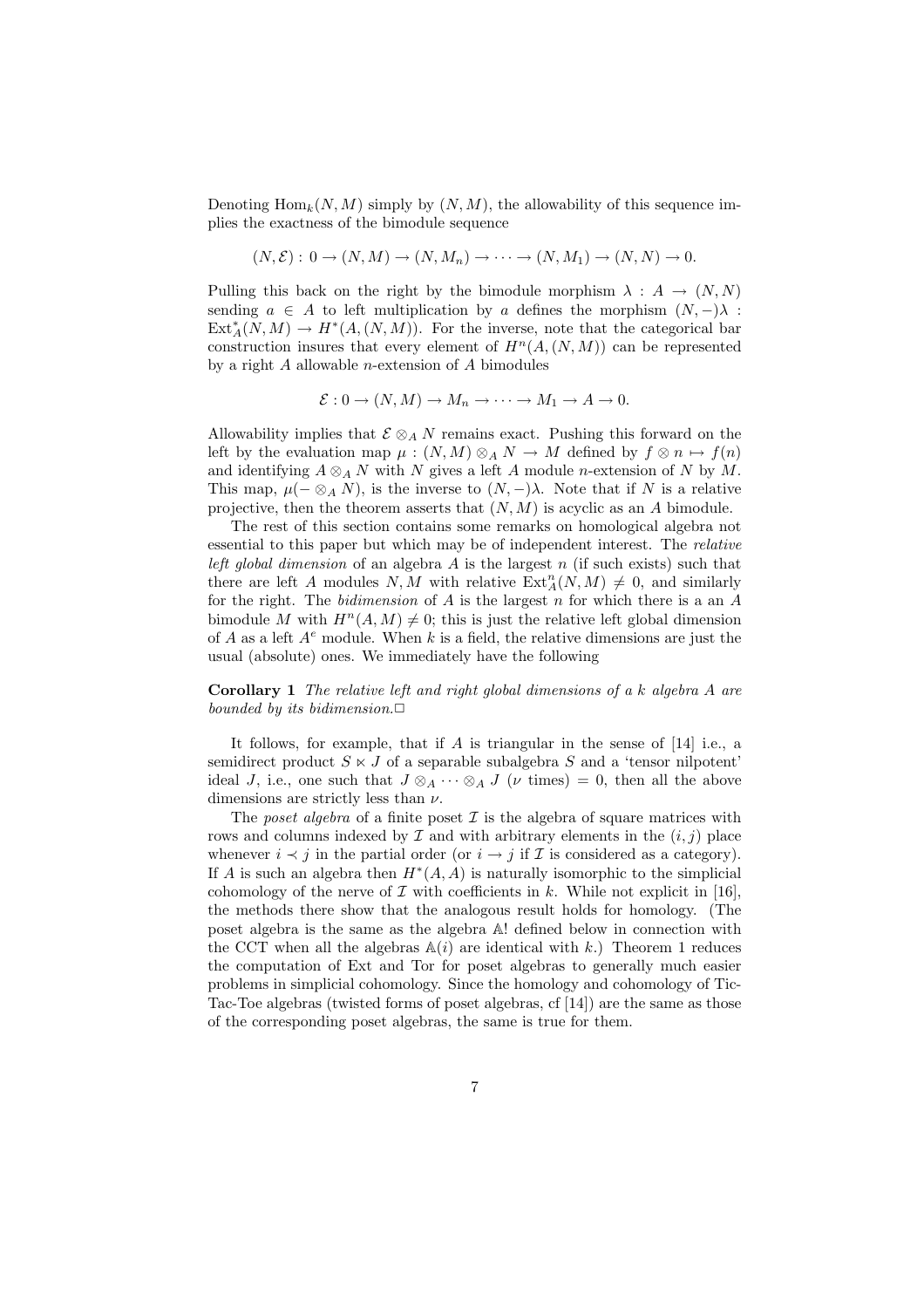Denoting $\mathrm{Hom}_k(N, M)$ simply by $(N, M)$, the allowability of this sequence implies the exactness of the bimodule sequence

$$(N, \mathcal{E}) : 0 \to (N, M) \to (N, M_n) \to \cdots \to (N, M_1) \to (N, N) \to 0.$$

Pulling this back on the right by the bimodule morphism $\lambda : A \to (N, N)$ sending $a \in A$ to left multiplication by $a$ defines the morphism $(N, -)\lambda : \mathrm{Ext}^*_A(N, M) \to H^*(A, (N, M))$. For the inverse, note that the categorical bar construction insures that every element of $H^n(A, (N, M))$ can be represented by a right $A$ allowable $n$-extension of $A$ bimodules

$$\mathcal{E} : 0 \to (N, M) \to M_n \to \cdots \to M_1 \to A \to 0.$$

Allowability implies that $\mathcal{E} \otimes_A N$ remains exact. Pushing this forward on the left by the evaluation map $\mu : (N, M) \otimes_A N \to M$ defined by $f \otimes n \mapsto f(n)$ and identifying $A \otimes_A N$ with $N$ gives a left $A$ module $n$-extension of $N$ by $M$. This map, $\mu(- \otimes_A N)$, is the inverse to $(N, -)\lambda$. Note that if $N$ is a relative projective, then the theorem asserts that $(N, M)$ is acyclic as an $A$ bimodule.

The rest of this section contains some remarks on homological algebra not essential to this paper but which may be of independent interest. The *relative left global dimension* of an algebra $A$ is the largest $n$ (if such exists) such that there are left $A$ modules $N, M$ with relative $\mathrm{Ext}^n_A(N, M) \neq 0$, and similarly for the right. The *bidimension* of $A$ is the largest $n$ for which there is a an $A$ bimodule $M$ with $H^n(A, M) \neq 0$; this is just the relative left global dimension of $A$ as a left $A^e$ module. When $k$ is a field, the relative dimensions are just the usual (absolute) ones. We immediately have the following

**Corollary 1** *The relative left and right global dimensions of a $k$ algebra $A$ are bounded by its bidimension.*$\square$

It follows, for example, that if $A$ is triangular in the sense of [14] i.e., a semidirect product $S \ltimes J$ of a separable subalgebra $S$ and a 'tensor nilpotent' ideal $J$, i.e., one such that $J \otimes_A \cdots \otimes_A J$ ($\nu$ times) $= 0$, then all the above dimensions are strictly less than $\nu$.

The *poset algebra* of a finite poset $\mathcal{I}$ is the algebra of square matrices with rows and columns indexed by $\mathcal{I}$ and with arbitrary elements in the $(i, j)$ place whenever $i \prec j$ in the partial order (or $i \to j$ if $\mathcal{I}$ is considered as a category). If $A$ is such an algebra then $H^*(A, A)$ is naturally isomorphic to the simplicial cohomology of the nerve of $\mathcal{I}$ with coefficients in $k$. While not explicit in [16], the methods there show that the analogous result holds for homology. (The poset algebra is the same as the algebra $\mathbb{A}!$ defined below in connection with the CCT when all the algebras $\mathbb{A}(i)$ are identical with $k$.) Theorem 1 reduces the computation of Ext and Tor for poset algebras to generally much easier problems in simplicial cohomology. Since the homology and cohomology of Tic-Tac-Toe algebras (twisted forms of poset algebras, cf [14]) are the same as those of the corresponding poset algebras, the same is true for them.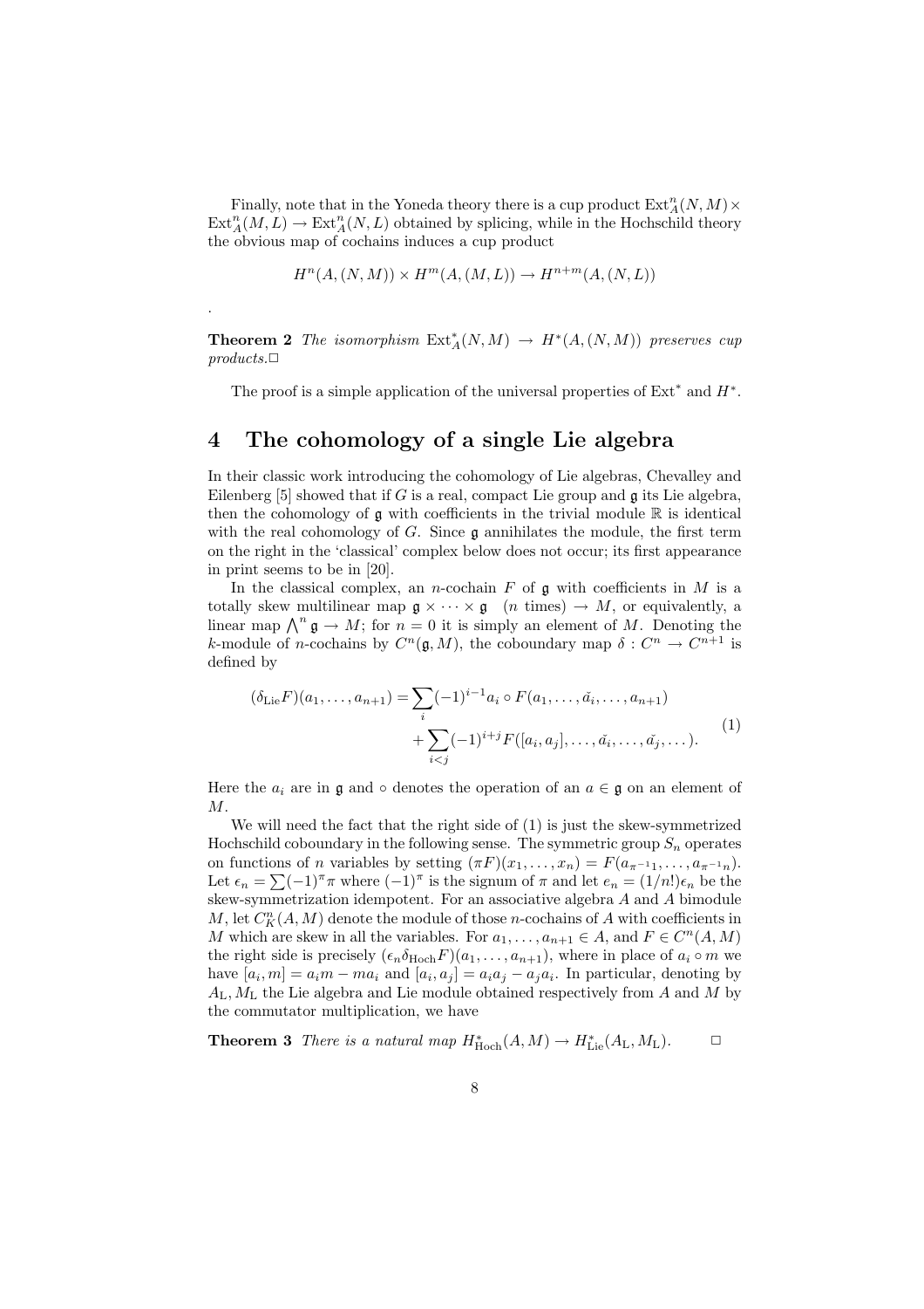Finally, note that in the Yoneda theory there is a cup product $\mathrm{Ext}^n_A(N,M) \times \mathrm{Ext}^n_A(M,L) \to \mathrm{Ext}^n_A(N,L)$ obtained by splicing, while in the Hochschild theory the obvious map of cochains induces a cup product

$$H^n(A,(N,M)) \times H^m(A,(M,L)) \to H^{n+m}(A,(N,L))$$

.

**Theorem 2** *The isomorphism $\mathrm{Ext}^*_A(N,M) \to H^*(A,(N,M))$ preserves cup products.*□

The proof is a simple application of the universal properties of $\mathrm{Ext}^*$ and $H^*$.

# 4 The cohomology of a single Lie algebra

In their classic work introducing the cohomology of Lie algebras, Chevalley and Eilenberg [5] showed that if $G$ is a real, compact Lie group and $\mathfrak{g}$ its Lie algebra, then the cohomology of $\mathfrak{g}$ with coefficients in the trivial module $\mathbb{R}$ is identical with the real cohomology of $G$. Since $\mathfrak{g}$ annihilates the module, the first term on the right in the 'classical' complex below does not occur; its first appearance in print seems to be in [20].

In the classical complex, an $n$-cochain $F$ of $\mathfrak{g}$ with coefficients in $M$ is a totally skew multilinear map $\mathfrak{g} \times \cdots \times \mathfrak{g}\quad (n \text{ times}) \to M$, or equivalently, a linear map $\bigwedge^n \mathfrak{g} \to M$; for $n = 0$ it is simply an element of $M$. Denoting the $k$-module of $n$-cochains by $C^n(\mathfrak{g}, M)$, the coboundary map $\delta : C^n \to C^{n+1}$ is defined by

$$\begin{aligned}(\delta_{\mathrm{Lie}}F)(a_1,\dots,a_{n+1}) = &\sum_i (-1)^{i-1} a_i \circ F(a_1,\dots,\check{a_i},\dots,a_{n+1}) \\ &+ \sum_{i<j} (-1)^{i+j} F([a_i,a_j],\dots,\check{a_i},\dots,\check{a_j},\dots).\end{aligned} \tag{1}$$

Here the $a_i$ are in $\mathfrak{g}$ and $\circ$ denotes the operation of an $a \in \mathfrak{g}$ on an element of $M$.

We will need the fact that the right side of (1) is just the skew-symmetrized Hochschild coboundary in the following sense. The symmetric group $S_n$ operates on functions of $n$ variables by setting $(\pi F)(x_1,\dots,x_n) = F(a_{\pi^{-1}1},\dots,a_{\pi^{-1}n})$. Let $\epsilon_n = \sum (-1)^\pi \pi$ where $(-1)^\pi$ is the signum of $\pi$ and let $e_n = (1/n!)\epsilon_n$ be the skew-symmetrization idempotent. For an associative algebra $A$ and $A$ bimodule $M$, let $C^n_K(A,M)$ denote the module of those $n$-cochains of $A$ with coefficients in $M$ which are skew in all the variables. For $a_1,\dots,a_{n+1} \in A$, and $F \in C^n(A,M)$ the right side is precisely $(\epsilon_n \delta_{\mathrm{Hoch}} F)(a_1,\dots,a_{n+1})$, where in place of $a_i \circ m$ we have $[a_i,m] = a_i m - m a_i$ and $[a_i,a_j] = a_i a_j - a_j a_i$. In particular, denoting by $A_{\mathrm{L}}, M_{\mathrm{L}}$ the Lie algebra and Lie module obtained respectively from $A$ and $M$ by the commutator multiplication, we have

**Theorem 3** *There is a natural map $H^*_{\mathrm{Hoch}}(A,M) \to H^*_{\mathrm{Lie}}(A_{\mathrm{L}}, M_{\mathrm{L}})$.* □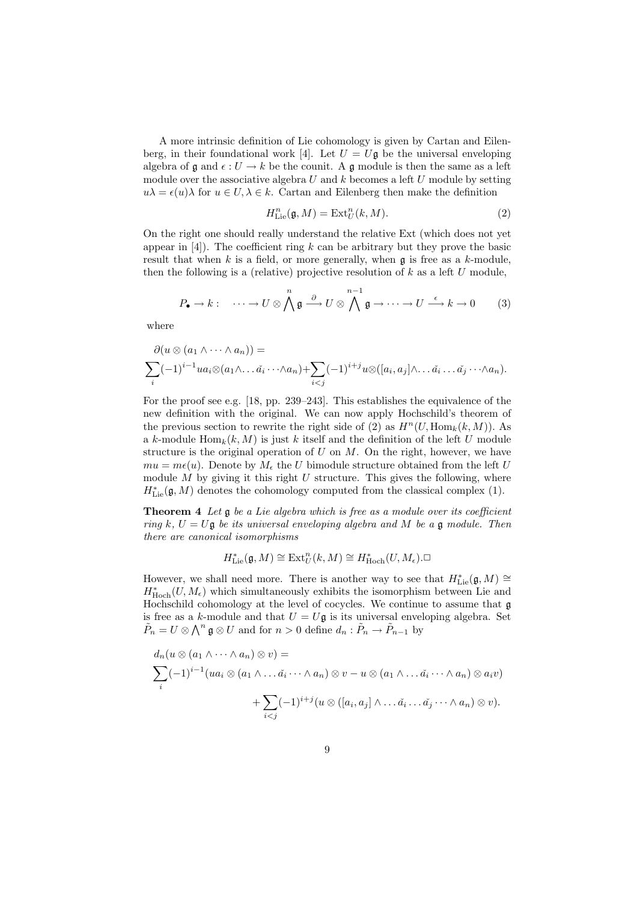A more intrinsic definition of Lie cohomology is given by Cartan and Eilenberg, in their foundational work [4]. Let $U = U\mathfrak{g}$ be the universal enveloping algebra of $\mathfrak{g}$ and $\epsilon : U \to k$ be the counit. A $\mathfrak{g}$ module is then the same as a left module over the associative algebra $U$ and $k$ becomes a left $U$ module by setting $u\lambda = \epsilon(u)\lambda$ for $u \in U, \lambda \in k$. Cartan and Eilenberg then make the definition

$$H^n_{\text{Lie}}(\mathfrak{g}, M) = \text{Ext}^n_U(k, M). \tag{2}$$

On the right one should really understand the relative Ext (which does not yet appear in [4]). The coefficient ring $k$ can be arbitrary but they prove the basic result that when $k$ is a field, or more generally, when $\mathfrak{g}$ is free as a $k$-module, then the following is a (relative) projective resolution of $k$ as a left $U$ module,

$$P_\bullet \to k : \quad \cdots \to U \otimes \bigwedge^n \mathfrak{g} \xrightarrow{\partial} U \otimes \bigwedge^{n-1} \mathfrak{g} \to \cdots \to U \xrightarrow{\epsilon} k \to 0 \tag{3}$$

where

$$\partial(u \otimes (a_1 \wedge \cdots \wedge a_n)) =$$
$$\sum_i (-1)^{i-1} u a_i \otimes (a_1 \wedge \ldots \check{a_i} \cdots \wedge a_n) + \sum_{i<j} (-1)^{i+j} u \otimes ([a_i, a_j] \wedge \ldots \check{a_i} \ldots \check{a_j} \cdots \wedge a_n).$$

For the proof see e.g. [18, pp. 239–243]. This establishes the equivalence of the new definition with the original. We can now apply Hochschild's theorem of the previous section to rewrite the right side of (2) as $H^n(U, \text{Hom}_k(k, M))$. As a $k$-module $\text{Hom}_k(k, M)$ is just $k$ itself and the definition of the left $U$ module structure is the original operation of $U$ on $M$. On the right, however, we have $mu = m\epsilon(u)$. Denote by $M_\epsilon$ the $U$ bimodule structure obtained from the left $U$ module $M$ by giving it this right $U$ structure. This gives the following, where $H^*_{\text{Lie}}(\mathfrak{g}, M)$ denotes the cohomology computed from the classical complex (1).

**Theorem 4** *Let $\mathfrak{g}$ be a Lie algebra which is free as a module over its coefficient ring $k$, $U = U\mathfrak{g}$ be its universal enveloping algebra and $M$ be a $\mathfrak{g}$ module. Then there are canonical isomorphisms*

$$H^*_{\text{Lie}}(\mathfrak{g}, M) \cong \text{Ext}^n_U(k, M) \cong H^*_{\text{Hoch}}(U, M_\epsilon). \square$$

However, we shall need more. There is another way to see that $H^*_{\text{Lie}}(\mathfrak{g}, M) \cong H^*_{\text{Hoch}}(U, M_\epsilon)$ which simultaneously exhibits the isomorphism between Lie and Hochschild cohomology at the level of cocycles. We continue to assume that $\mathfrak{g}$ is free as a $k$-module and that $U = U\mathfrak{g}$ is its universal enveloping algebra. Set $\tilde{P}_n = U \otimes \bigwedge^n \mathfrak{g} \otimes U$ and for $n > 0$ define $d_n : \tilde{P}_n \to \tilde{P}_{n-1}$ by

$$d_n(u \otimes (a_1 \wedge \cdots \wedge a_n) \otimes v) =$$
$$\sum_i (-1)^{i-1} (u a_i \otimes (a_1 \wedge \ldots \check{a_i} \cdots \wedge a_n) \otimes v - u \otimes (a_1 \wedge \ldots \check{a_i} \cdots \wedge a_n) \otimes a_i v)$$
$$+ \sum_{i<j} (-1)^{i+j} (u \otimes ([a_i, a_j] \wedge \ldots \check{a_i} \ldots \check{a_j} \cdots \wedge a_n) \otimes v).$$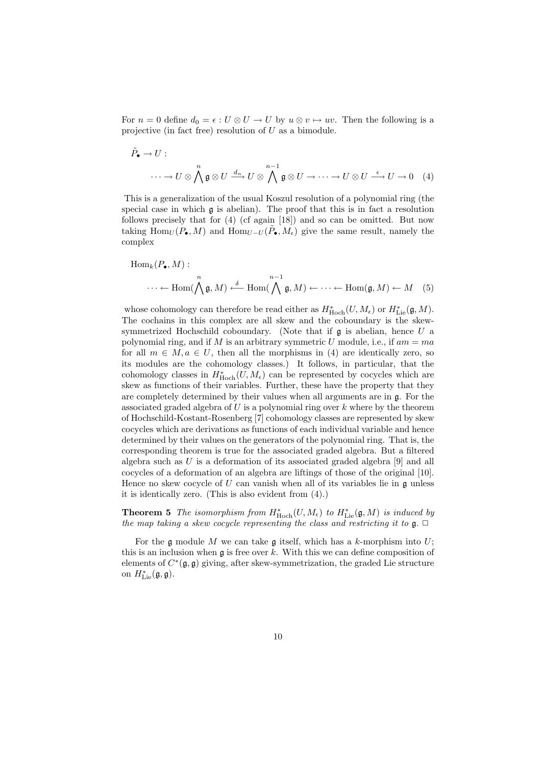For $n = 0$ define $d_0 = \epsilon : U \otimes U \to U$ by $u \otimes v \mapsto uv$. Then the following is a projective (in fact free) resolution of $U$ as a bimodule.

$$\tilde{P}_\bullet \to U :$$
$$\cdots \to U \otimes \bigwedge^n \mathfrak{g} \otimes U \xrightarrow{d_n} U \otimes \bigwedge^{n-1} \mathfrak{g} \otimes U \to \cdots \to U \otimes U \xrightarrow{\epsilon} U \to 0 \quad (4)$$

This is a generalization of the usual Koszul resolution of a polynomial ring (the special case in which $\mathfrak{g}$ is abelian). The proof that this is in fact a resolution follows precisely that for (4) (cf again [18]) and so can be omitted. But now taking $\mathrm{Hom}_U(P_\bullet, M)$ and $\mathrm{Hom}_{U-U}(\tilde{P}_\bullet, M_\epsilon)$ give the same result, namely the complex

$$\mathrm{Hom}_k(P_\bullet, M) :$$
$$\cdots \leftarrow \mathrm{Hom}(\bigwedge^n \mathfrak{g}, M) \xleftarrow{\delta} \mathrm{Hom}(\bigwedge^{n-1} \mathfrak{g}, M) \leftarrow \cdots \leftarrow \mathrm{Hom}(\mathfrak{g}, M) \leftarrow M \quad (5)$$

whose cohomology can therefore be read either as $H^*_{\mathrm{Hoch}}(U, M_\epsilon)$ or $H^*_{\mathrm{Lie}}(\mathfrak{g}, M)$. The cochains in this complex are all skew and the coboundary is the skew-symmetrized Hochschild coboundary. (Note that if $\mathfrak{g}$ is abelian, hence $U$ a polynomial ring, and if $M$ is an arbitrary symmetric $U$ module, i.e., if $am = ma$ for all $m \in M, a \in U$, then all the morphisms in (4) are identically zero, so its modules are the cohomology classes.) It follows, in particular, that the cohomology classes in $H^*_{\mathrm{Hoch}}(U, M_\epsilon)$ can be represented by cocycles which are skew as functions of their variables. Further, these have the property that they are completely determined by their values when all arguments are in $\mathfrak{g}$. For the associated graded algebra of $U$ is a polynomial ring over $k$ where by the theorem of Hochschild-Kostant-Rosenberg [7] cohomology classes are represented by skew cocycles which are derivations as functions of each individual variable and hence determined by their values on the generators of the polynomial ring. That is, the corresponding theorem is true for the associated graded algebra. But a filtered algebra such as $U$ is a deformation of its associated graded algebra [9] and all cocycles of a deformation of an algebra are liftings of those of the original [10]. Hence no skew cocycle of $U$ can vanish when all of its variables lie in $\mathfrak{g}$ unless it is identically zero. (This is also evident from (4).)

**Theorem 5** *The isomorphism from $H^*_{\mathrm{Hoch}}(U, M_\epsilon)$ to $H^*_{\mathrm{Lie}}(\mathfrak{g}, M)$ is induced by the map taking a skew cocycle representing the class and restricting it to $\mathfrak{g}$.* $\square$

For the $\mathfrak{g}$ module $M$ we can take $\mathfrak{g}$ itself, which has a $k$-morphism into $U$; this is an inclusion when $\mathfrak{g}$ is free over $k$. With this we can define composition of elements of $C^*(\mathfrak{g}, \mathfrak{g})$ giving, after skew-symmetrization, the graded Lie structure on $H^*_{\mathrm{Lie}}(\mathfrak{g}, \mathfrak{g})$.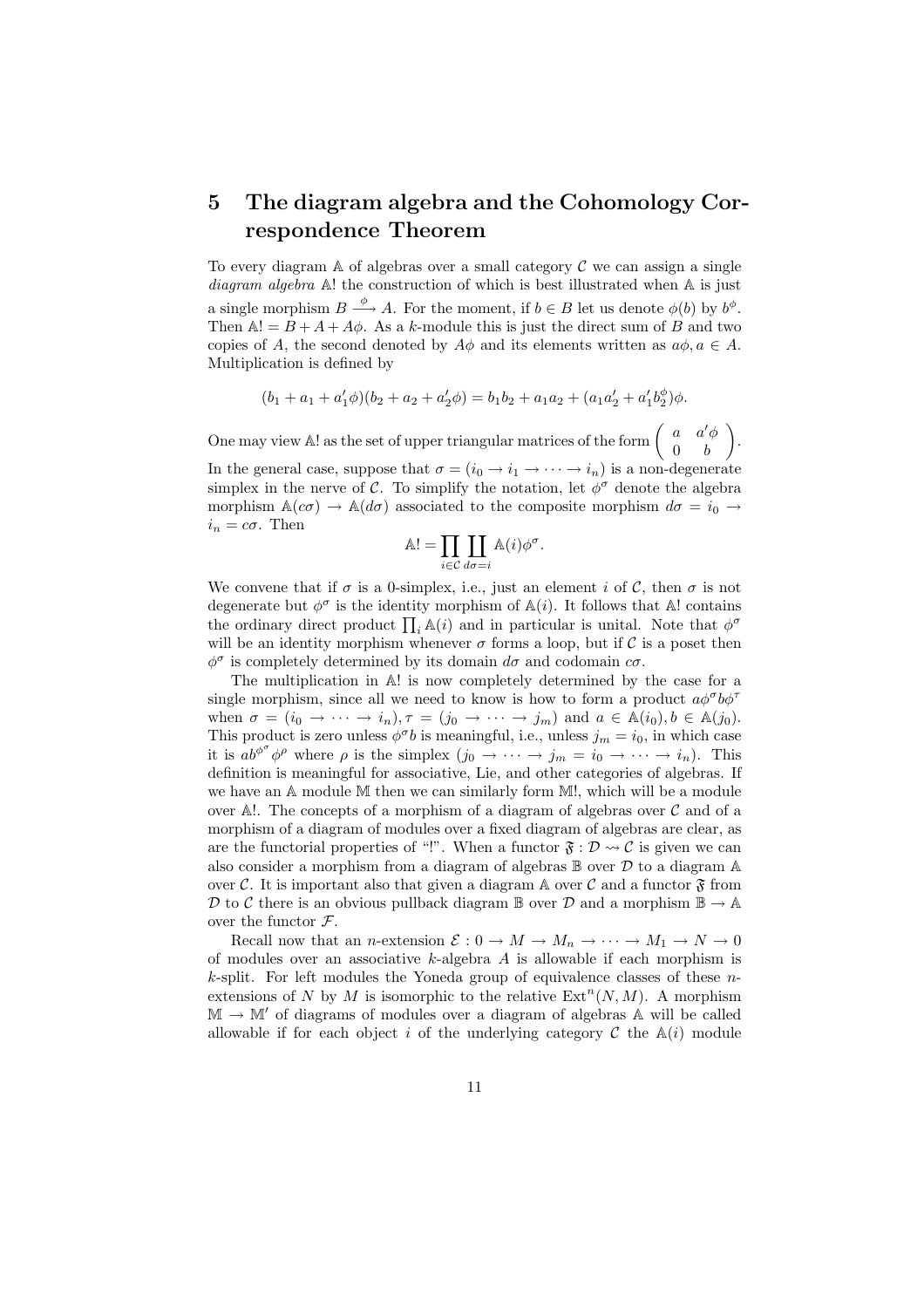# 5 The diagram algebra and the Cohomology Correspondence Theorem

To every diagram $\mathbb{A}$ of algebras over a small category $\mathcal{C}$ we can assign a single *diagram algebra* $\mathbb{A}!$ the construction of which is best illustrated when $\mathbb{A}$ is just a single morphism $B \xrightarrow{\phi} A$. For the moment, if $b \in B$ let us denote $\phi(b)$ by $b^{\phi}$. Then $\mathbb{A}! = B + A + A\phi$. As a $k$-module this is just the direct sum of $B$ and two copies of $A$, the second denoted by $A\phi$ and its elements written as $a\phi, a \in A$. Multiplication is defined by

$$(b_1 + a_1 + a_1'\phi)(b_2 + a_2 + a_2'\phi) = b_1 b_2 + a_1 a_2 + (a_1 a_2' + a_1' b_2^{\phi})\phi.$$

One may view $\mathbb{A}!$ as the set of upper triangular matrices of the form $\begin{pmatrix} a & a'\phi \\ 0 & b \end{pmatrix}$. In the general case, suppose that $\sigma = (i_0 \to i_1 \to \cdots \to i_n)$ is a non-degenerate simplex in the nerve of $\mathcal{C}$. To simplify the notation, let $\phi^{\sigma}$ denote the algebra morphism $\mathbb{A}(c\sigma) \to \mathbb{A}(d\sigma)$ associated to the composite morphism $d\sigma = i_0 \to i_n = c\sigma$. Then

$$\mathbb{A}! = \prod_{i \in \mathcal{C}} \coprod_{d\sigma = i} \mathbb{A}(i)\phi^{\sigma}.$$

We convene that if $\sigma$ is a 0-simplex, i.e., just an element $i$ of $\mathcal{C}$, then $\sigma$ is not degenerate but $\phi^{\sigma}$ is the identity morphism of $\mathbb{A}(i)$. It follows that $\mathbb{A}!$ contains the ordinary direct product $\prod_i \mathbb{A}(i)$ and in particular is unital. Note that $\phi^{\sigma}$ will be an identity morphism whenever $\sigma$ forms a loop, but if $\mathcal{C}$ is a poset then $\phi^{\sigma}$ is completely determined by its domain $d\sigma$ and codomain $c\sigma$.

The multiplication in $\mathbb{A}!$ is now completely determined by the case for a single morphism, since all we need to know is how to form a product $a\phi^{\sigma} b \phi^{\tau}$ when $\sigma = (i_0 \to \cdots \to i_n), \tau = (j_0 \to \cdots \to j_m)$ and $a \in \mathbb{A}(i_0), b \in \mathbb{A}(j_0)$. This product is zero unless $\phi^{\sigma} b$ is meaningful, i.e., unless $j_m = i_0$, in which case it is $ab^{\phi^{\sigma}}\phi^{\rho}$ where $\rho$ is the simplex $(j_0 \to \cdots \to j_m = i_0 \to \cdots \to i_n)$. This definition is meaningful for associative, Lie, and other categories of algebras. If we have an $\mathbb{A}$ module $\mathbb{M}$ then we can similarly form $\mathbb{M}!$, which will be a module over $\mathbb{A}!$. The concepts of a morphism of a diagram of algebras over $\mathcal{C}$ and of a morphism of a diagram of modules over a fixed diagram of algebras are clear, as are the functorial properties of "!". When a functor $\mathfrak{F} : \mathcal{D} \rightsquigarrow \mathcal{C}$ is given we can also consider a morphism from a diagram of algebras $\mathbb{B}$ over $\mathcal{D}$ to a diagram $\mathbb{A}$ over $\mathcal{C}$. It is important also that given a diagram $\mathbb{A}$ over $\mathcal{C}$ and a functor $\mathfrak{F}$ from $\mathcal{D}$ to $\mathcal{C}$ there is an obvious pullback diagram $\mathbb{B}$ over $\mathcal{D}$ and a morphism $\mathbb{B} \to \mathbb{A}$ over the functor $\mathcal{F}$.

Recall now that an $n$-extension $\mathcal{E} : 0 \to M \to M_n \to \cdots \to M_1 \to N \to 0$ of modules over an associative $k$-algebra $A$ is allowable if each morphism is $k$-split. For left modules the Yoneda group of equivalence classes of these $n$-extensions of $N$ by $M$ is isomorphic to the relative $\mathrm{Ext}^n(N, M)$. A morphism $\mathbb{M} \to \mathbb{M}'$ of diagrams of modules over a diagram of algebras $\mathbb{A}$ will be called allowable if for each object $i$ of the underlying category $\mathcal{C}$ the $\mathbb{A}(i)$ module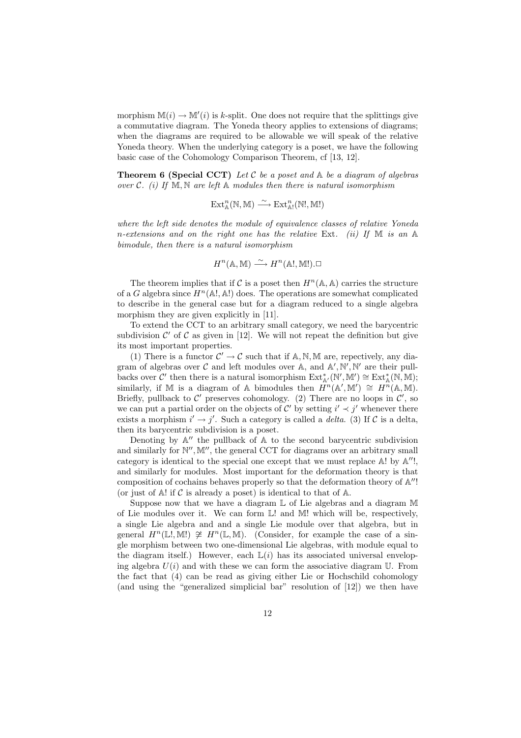morphism $\mathbb{M}(i) \to \mathbb{M}'(i)$ is $k$-split. One does not require that the splittings give a commutative diagram. The Yoneda theory applies to extensions of diagrams; when the diagrams are required to be allowable we will speak of the relative Yoneda theory. When the underlying category is a poset, we have the following basic case of the Cohomology Comparison Theorem, cf [13, 12].

**Theorem 6 (Special CCT)** *Let $\mathcal{C}$ be a poset and $\mathbb{A}$ be a diagram of algebras over $\mathcal{C}$. (i) If $\mathbb{M}, \mathbb{N}$ are left $\mathbb{A}$ modules then there is natural isomorphism*

$$\mathrm{Ext}^n_{\mathbb{A}}(\mathbb{N}, \mathbb{M}) \xrightarrow{\sim} \mathrm{Ext}^n_{\mathbb{A}!}(\mathbb{N}!, \mathbb{M}!)$$

*where the left side denotes the module of equivalence classes of relative Yoneda $n$-extensions and on the right one has the relative* Ext*. (ii) If $\mathbb{M}$ is an $\mathbb{A}$ bimodule, then there is a natural isomorphism*

$$H^n(\mathbb{A}, \mathbb{M}) \xrightarrow{\sim} H^n(\mathbb{A}!, \mathbb{M}!).\square$$

The theorem implies that if $\mathcal{C}$ is a poset then $H^n(\mathbb{A}, \mathbb{A})$ carries the structure of a $G$ algebra since $H^n(\mathbb{A}!, \mathbb{A}!)$ does. The operations are somewhat complicated to describe in the general case but for a diagram reduced to a single algebra morphism they are given explicitly in [11].

To extend the CCT to an arbitrary small category, we need the barycentric subdivision $\mathcal{C}'$ of $\mathcal{C}$ as given in [12]. We will not repeat the definition but give its most important properties.

(1) There is a functor $\mathcal{C}' \to \mathcal{C}$ such that if $\mathbb{A}, \mathbb{N}, \mathbb{M}$ are, respectively, any diagram of algebras over $\mathcal{C}$ and left modules over $\mathbb{A}$, and $\mathbb{A}', \mathbb{N}', \mathbb{N}'$ are their pullbacks over $\mathcal{C}'$ then there is a natural isomorphism $\mathrm{Ext}^*_{\mathbb{A}'}(\mathbb{N}', \mathbb{M}') \cong \mathrm{Ext}^*_{\mathbb{A}}(\mathbb{N}, \mathbb{M})$; similarly, if $\mathbb{M}$ is a diagram of $\mathbb{A}$ bimodules then $H^n(\mathbb{A}', \mathbb{M}') \cong H^n(\mathbb{A}, \mathbb{M})$. Briefly, pullback to $\mathcal{C}'$ preserves cohomology. (2) There are no loops in $\mathcal{C}'$, so we can put a partial order on the objects of $\mathcal{C}'$ by setting $i' \prec j'$ whenever there exists a morphism $i' \to j'$. Such a category is called a *delta*. (3) If $\mathcal{C}$ is a delta, then its barycentric subdivision is a poset.

Denoting by $\mathbb{A}''$ the pullback of $\mathbb{A}$ to the second barycentric subdivision and similarly for $\mathbb{N}'', \mathbb{M}''$, the general CCT for diagrams over an arbitrary small category is identical to the special one except that we must replace $\mathbb{A}!$ by $\mathbb{A}''!$, and similarly for modules. Most important for the deformation theory is that composition of cochains behaves properly so that the deformation theory of $\mathbb{A}''!$ (or just of $\mathbb{A}!$ if $\mathcal{C}$ is already a poset) is identical to that of $\mathbb{A}$.

Suppose now that we have a diagram $\mathbb{L}$ of Lie algebras and a diagram $\mathbb{M}$ of Lie modules over it. We can form $\mathbb{L}!$ and $\mathbb{M}!$ which will be, respectively, a single Lie algebra and and a single Lie module over that algebra, but in general $H^n(\mathbb{L}!, \mathbb{M}!) \not\cong H^n(\mathbb{L}, \mathbb{M})$. (Consider, for example the case of a single morphism between two one-dimensional Lie algebras, with module equal to the diagram itself.) However, each $\mathbb{L}(i)$ has its associated universal enveloping algebra $U(i)$ and with these we can form the associative diagram $\mathbb{U}$. From the fact that (4) can be read as giving either Lie or Hochschild cohomology (and using the "generalized simplicial bar" resolution of [12]) we then have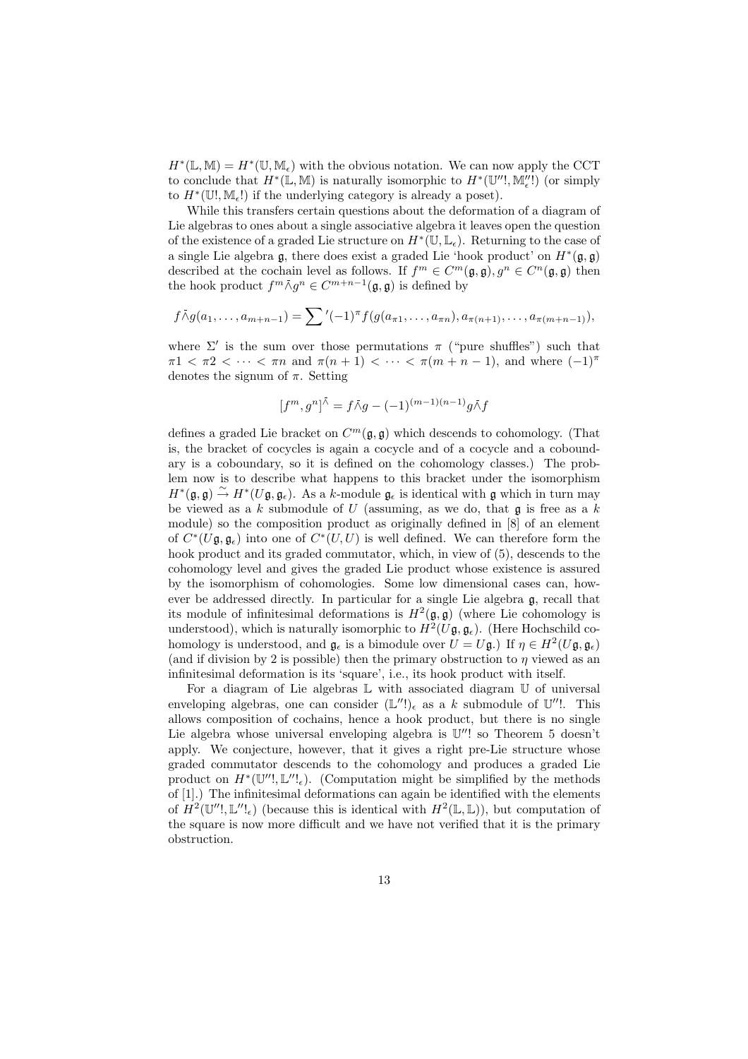$H^*(\mathbb{L}, \mathbb{M}) = H^*(\mathbb{U}, \mathbb{M}_\epsilon)$ with the obvious notation. We can now apply the CCT to conclude that $H^*(\mathbb{L}, \mathbb{M})$ is naturally isomorphic to $H^*(\mathbb{U}''!, \mathbb{M}''_\epsilon!)$ (or simply to $H^*(\mathbb{U}!, \mathbb{M}_\epsilon!)$ if the underlying category is already a poset).

While this transfers certain questions about the deformation of a diagram of Lie algebras to ones about a single associative algebra it leaves open the question of the existence of a graded Lie structure on $H^*(\mathbb{U}, \mathbb{L}_\epsilon)$. Returning to the case of a single Lie algebra $\mathfrak{g}$, there does exist a graded Lie 'hook product' on $H^*(\mathfrak{g}, \mathfrak{g})$ described at the cochain level as follows. If $f^m \in C^m(\mathfrak{g}, \mathfrak{g}), g^n \in C^n(\mathfrak{g}, \mathfrak{g})$ then the hook product $f^m \bar{\wedge} g^n \in C^{m+n-1}(\mathfrak{g}, \mathfrak{g})$ is defined by

$$f \bar{\wedge} g(a_1, \dots, a_{m+n-1}) = \sum{}'(-1)^\pi f(g(a_{\pi 1}, \dots, a_{\pi n}), a_{\pi(n+1)}, \dots, a_{\pi(m+n-1)}),$$

where $\Sigma'$ is the sum over those permutations $\pi$ ("pure shuffles") such that $\pi 1 < \pi 2 < \cdots < \pi n$ and $\pi(n+1) < \cdots < \pi(m+n-1)$, and where $(-1)^\pi$ denotes the signum of $\pi$. Setting

$$[f^m, g^n]^{\bar{\wedge}} = f \bar{\wedge} g - (-1)^{(m-1)(n-1)} g \bar{\wedge} f$$

defines a graded Lie bracket on $C^m(\mathfrak{g}, \mathfrak{g})$ which descends to cohomology. (That is, the bracket of cocycles is again a cocycle and of a cocycle and a coboundary is a coboundary, so it is defined on the cohomology classes.) The problem now is to describe what happens to this bracket under the isomorphism $H^*(\mathfrak{g}, \mathfrak{g}) \xrightarrow{\sim} H^*(U\mathfrak{g}, \mathfrak{g}_\epsilon)$. As a $k$-module $\mathfrak{g}_\epsilon$ is identical with $\mathfrak{g}$ which in turn may be viewed as a $k$ submodule of $U$ (assuming, as we do, that $\mathfrak{g}$ is free as a $k$ module) so the composition product as originally defined in [8] of an element of $C^*(U\mathfrak{g}, \mathfrak{g}_\epsilon)$ into one of $C^*(U, U)$ is well defined. We can therefore form the hook product and its graded commutator, which, in view of (5), descends to the cohomology level and gives the graded Lie product whose existence is assured by the isomorphism of cohomologies. Some low dimensional cases can, however be addressed directly. In particular for a single Lie algebra $\mathfrak{g}$, recall that its module of infinitesimal deformations is $H^2(\mathfrak{g}, \mathfrak{g})$ (where Lie cohomology is understood), which is naturally isomorphic to $H^2(U\mathfrak{g}, \mathfrak{g}_\epsilon)$. (Here Hochschild cohomology is understood, and $\mathfrak{g}_\epsilon$ is a bimodule over $U = U\mathfrak{g}$.) If $\eta \in H^2(U\mathfrak{g}, \mathfrak{g}_\epsilon)$ (and if division by 2 is possible) then the primary obstruction to $\eta$ viewed as an infinitesimal deformation is its 'square', i.e., its hook product with itself.

For a diagram of Lie algebras $\mathbb{L}$ with associated diagram $\mathbb{U}$ of universal enveloping algebras, one can consider $(\mathbb{L}''!)_\epsilon$ as a $k$ submodule of $\mathbb{U}''!$. This allows composition of cochains, hence a hook product, but there is no single Lie algebra whose universal enveloping algebra is $\mathbb{U}''!$ so Theorem 5 doesn't apply. We conjecture, however, that it gives a right pre-Lie structure whose graded commutator descends to the cohomology and produces a graded Lie product on $H^*(\mathbb{U}''!, \mathbb{L}''!_\epsilon)$. (Computation might be simplified by the methods of [1].) The infinitesimal deformations can again be identified with the elements of $H^2(\mathbb{U}''!, \mathbb{L}''!_\epsilon)$ (because this is identical with $H^2(\mathbb{L}, \mathbb{L})$), but computation of the square is now more difficult and we have not verified that it is the primary obstruction.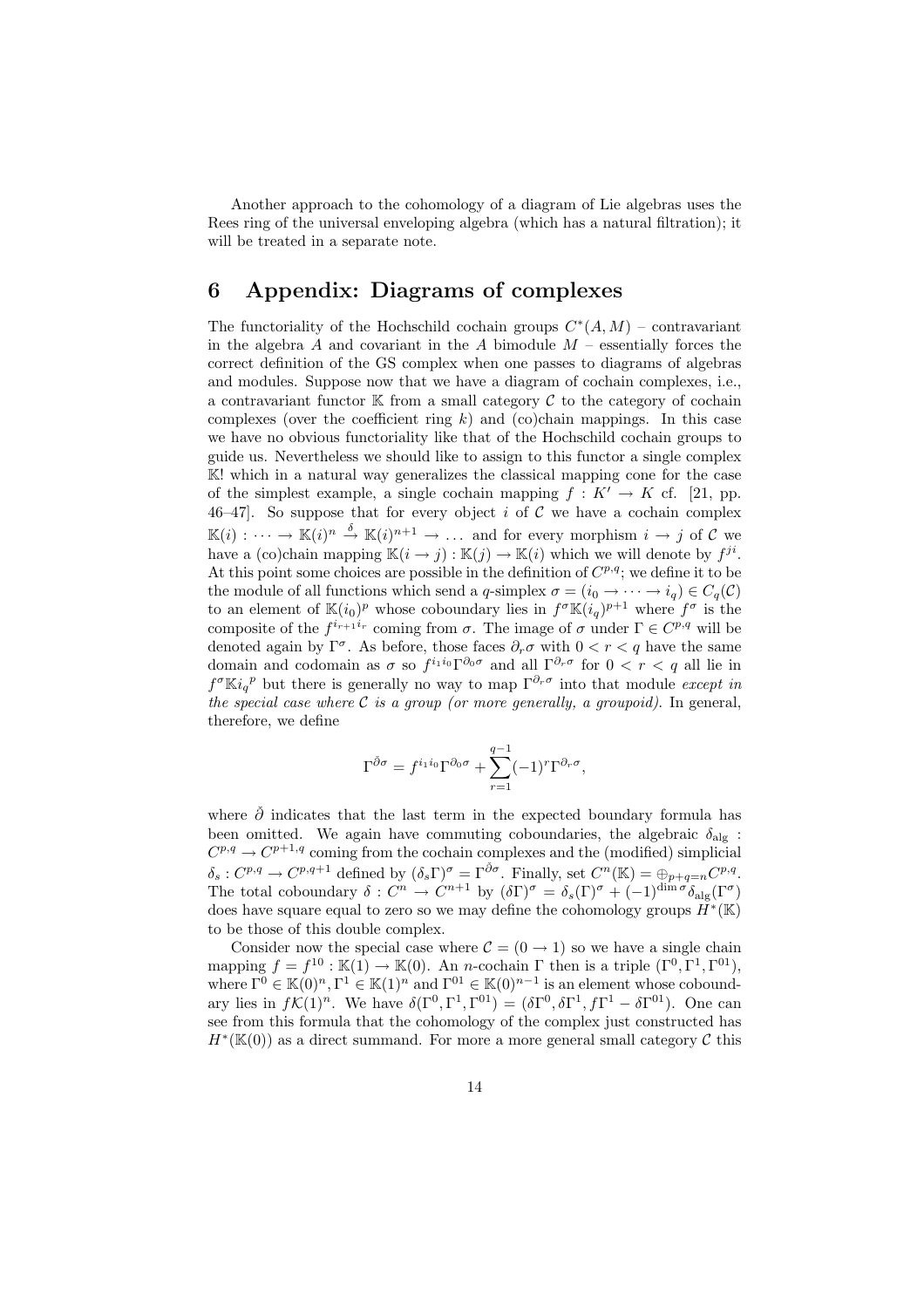Another approach to the cohomology of a diagram of Lie algebras uses the Rees ring of the universal enveloping algebra (which has a natural filtration); it will be treated in a separate note.

# 6 Appendix: Diagrams of complexes

The functoriality of the Hochschild cochain groups $C^*(A, M)$ – contravariant in the algebra $A$ and covariant in the $A$ bimodule $M$ – essentially forces the correct definition of the GS complex when one passes to diagrams of algebras and modules. Suppose now that we have a diagram of cochain complexes, i.e., a contravariant functor $\mathbb{K}$ from a small category $\mathcal{C}$ to the category of cochain complexes (over the coefficient ring $k$) and (co)chain mappings. In this case we have no obvious functoriality like that of the Hochschild cochain groups to guide us. Nevertheless we should like to assign to this functor a single complex $\mathbb{K}!$ which in a natural way generalizes the classical mapping cone for the case of the simplest example, a single cochain mapping $f : K' \to K$ cf. [21, pp. 46–47]. So suppose that for every object $i$ of $\mathcal{C}$ we have a cochain complex $\mathbb{K}(i) : \dots \to \mathbb{K}(i)^n \xrightarrow{\delta} \mathbb{K}(i)^{n+1} \to \dots$ and for every morphism $i \to j$ of $\mathcal{C}$ we have a (co)chain mapping $\mathbb{K}(i \to j) : \mathbb{K}(j) \to \mathbb{K}(i)$ which we will denote by $f^{ji}$. At this point some choices are possible in the definition of $C^{p,q}$; we define it to be the module of all functions which send a $q$-simplex $\sigma = (i_0 \to \dots \to i_q) \in C_q(\mathcal{C})$ to an element of $\mathbb{K}(i_0)^p$ whose coboundary lies in $f^\sigma \mathbb{K}(i_q)^{p+1}$ where $f^\sigma$ is the composite of the $f^{i_{r+1}i_r}$ coming from $\sigma$. The image of $\sigma$ under $\Gamma \in C^{p,q}$ will be denoted again by $\Gamma^\sigma$. As before, those faces $\partial_r\sigma$ with $0 < r < q$ have the same domain and codomain as $\sigma$ so $f^{i_1 i_0}\Gamma^{\partial_0\sigma}$ and all $\Gamma^{\partial_r\sigma}$ for $0 < r < q$ all lie in $f^\sigma \mathbb{K}{i_q}^p$ but there is generally no way to map $\Gamma^{\partial_r\sigma}$ into that module *except in the special case where $\mathcal{C}$ is a group (or more generally, a groupoid).* In general, therefore, we define

$$\Gamma^{\check{\partial}\sigma} = f^{i_1 i_0}\Gamma^{\partial_0\sigma} + \sum_{r=1}^{q-1}(-1)^r\Gamma^{\partial_r\sigma},$$

where $\check{\partial}$ indicates that the last term in the expected boundary formula has been omitted. We again have commuting coboundaries, the algebraic $\delta_{\text{alg}} : C^{p,q} \to C^{p+1,q}$ coming from the cochain complexes and the (modified) simplicial $\delta_s : C^{p,q} \to C^{p,q+1}$ defined by $(\delta_s\Gamma)^\sigma = \Gamma^{\check{\partial}\sigma}$. Finally, set $C^n(\mathbb{K}) = \oplus_{p+q=n}C^{p,q}$. The total coboundary $\delta : C^n \to C^{n+1}$ by $(\delta\Gamma)^\sigma = \delta_s(\Gamma)^\sigma + (-1)^{\dim\sigma}\delta_{\text{alg}}(\Gamma^\sigma)$ does have square equal to zero so we may define the cohomology groups $H^*(\mathbb{K})$ to be those of this double complex.

Consider now the special case where $\mathcal{C} = (0 \to 1)$ so we have a single chain mapping $f = f^{10} : \mathbb{K}(1) \to \mathbb{K}(0)$. An $n$-cochain $\Gamma$ then is a triple $(\Gamma^0, \Gamma^1, \Gamma^{01})$, where $\Gamma^0 \in \mathbb{K}(0)^n, \Gamma^1 \in \mathbb{K}(1)^n$ and $\Gamma^{01} \in \mathbb{K}(0)^{n-1}$ is an element whose coboundary lies in $f\mathcal{K}(1)^n$. We have $\delta(\Gamma^0, \Gamma^1, \Gamma^{01}) = (\delta\Gamma^0, \delta\Gamma^1, f\Gamma^1 - \delta\Gamma^{01})$. One can see from this formula that the cohomology of the complex just constructed has $H^*(\mathbb{K}(0))$ as a direct summand. For more a more general small category $\mathcal{C}$ this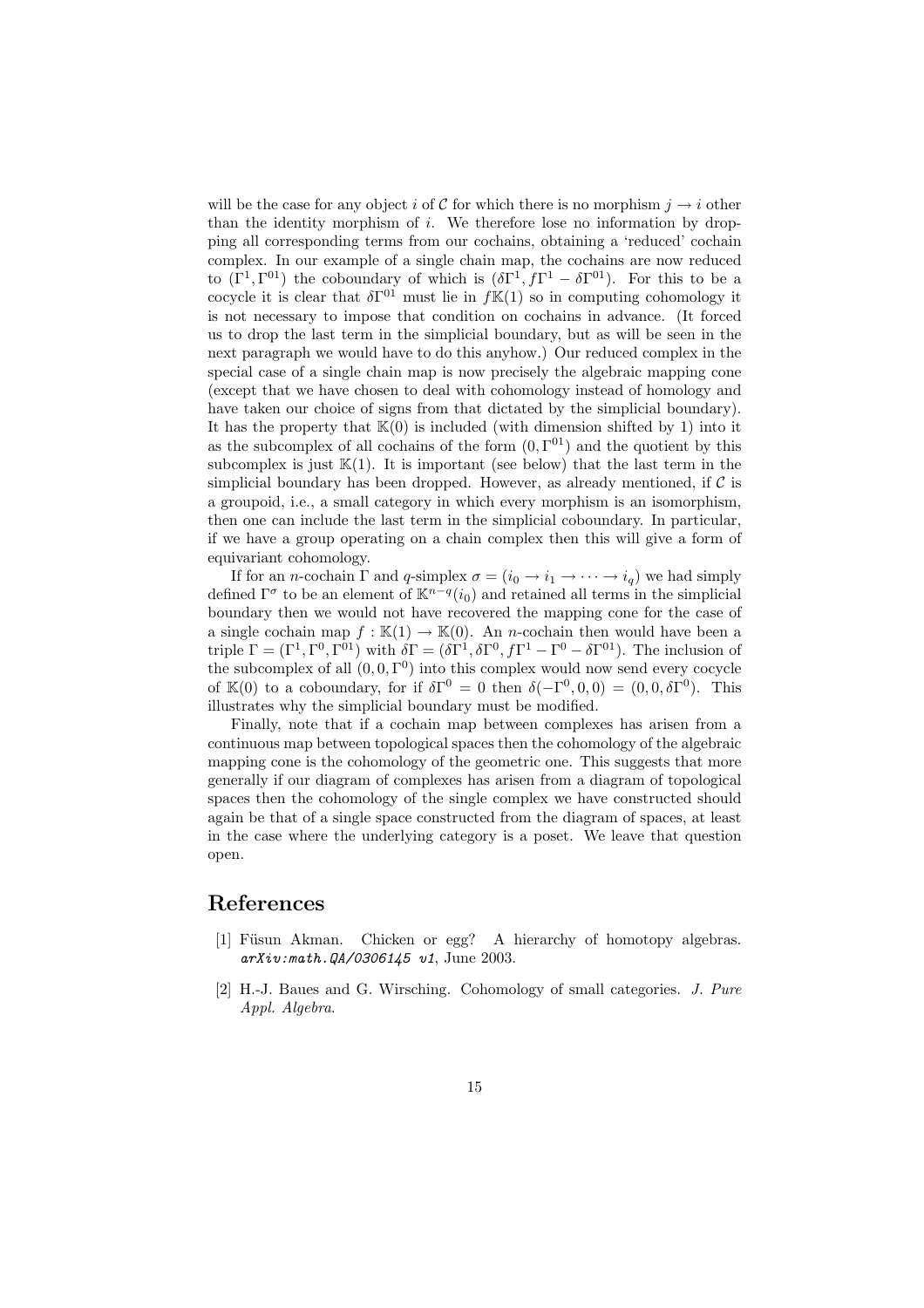will be the case for any object $i$ of $\mathcal{C}$ for which there is no morphism $j \to i$ other than the identity morphism of $i$. We therefore lose no information by dropping all corresponding terms from our cochains, obtaining a 'reduced' cochain complex. In our example of a single chain map, the cochains are now reduced to $(\Gamma^1, \Gamma^{01})$ the coboundary of which is $(\delta\Gamma^1, f\Gamma^1 - \delta\Gamma^{01})$. For this to be a cocycle it is clear that $\delta\Gamma^{01}$ must lie in $f\mathbb{K}(1)$ so in computing cohomology it is not necessary to impose that condition on cochains in advance. (It forced us to drop the last term in the simplicial boundary, but as will be seen in the next paragraph we would have to do this anyhow.) Our reduced complex in the special case of a single chain map is now precisely the algebraic mapping cone (except that we have chosen to deal with cohomology instead of homology and have taken our choice of signs from that dictated by the simplicial boundary). It has the property that $\mathbb{K}(0)$ is included (with dimension shifted by 1) into it as the subcomplex of all cochains of the form $(0, \Gamma^{01})$ and the quotient by this subcomplex is just $\mathbb{K}(1)$. It is important (see below) that the last term in the simplicial boundary has been dropped. However, as already mentioned, if $\mathcal{C}$ is a groupoid, i.e., a small category in which every morphism is an isomorphism, then one can include the last term in the simplicial coboundary. In particular, if we have a group operating on a chain complex then this will give a form of equivariant cohomology.

If for an $n$-cochain $\Gamma$ and $q$-simplex $\sigma = (i_0 \to i_1 \to \cdots \to i_q)$ we had simply defined $\Gamma^\sigma$ to be an element of $\mathbb{K}^{n-q}(i_0)$ and retained all terms in the simplicial boundary then we would not have recovered the mapping cone for the case of a single cochain map $f : \mathbb{K}(1) \to \mathbb{K}(0)$. An $n$-cochain then would have been a triple $\Gamma = (\Gamma^1, \Gamma^0, \Gamma^{01})$ with $\delta\Gamma = (\delta\Gamma^1, \delta\Gamma^0, f\Gamma^1 - \Gamma^0 - \delta\Gamma^{01})$. The inclusion of the subcomplex of all $(0, 0, \Gamma^0)$ into this complex would now send every cocycle of $\mathbb{K}(0)$ to a coboundary, for if $\delta\Gamma^0 = 0$ then $\delta(-\Gamma^0, 0, 0) = (0, 0, \delta\Gamma^0)$. This illustrates why the simplicial boundary must be modified.

Finally, note that if a cochain map between complexes has arisen from a continuous map between topological spaces then the cohomology of the algebraic mapping cone is the cohomology of the geometric one. This suggests that more generally if our diagram of complexes has arisen from a diagram of topological spaces then the cohomology of the single complex we have constructed should again be that of a single space constructed from the diagram of spaces, at least in the case where the underlying category is a poset. We leave that question open.

# References

[1] Füsun Akman. Chicken or egg? A hierarchy of homotopy algebras. *arXiv:math.QA/0306145 v1*, June 2003.

[2] H.-J. Baues and G. Wirsching. Cohomology of small categories. *J. Pure Appl. Algebra*.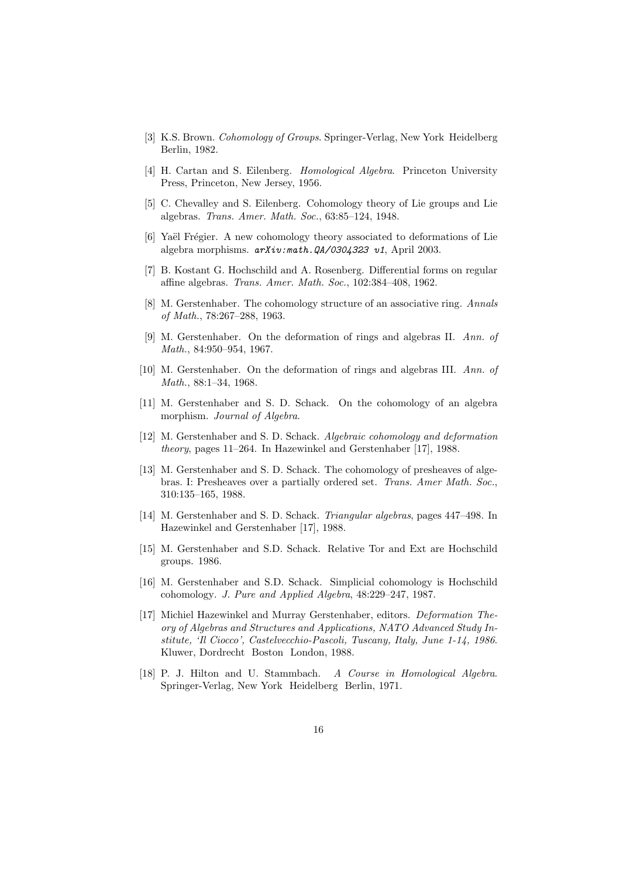[3] K.S. Brown. *Cohomology of Groups*. Springer-Verlag, New York Heidelberg Berlin, 1982.

[4] H. Cartan and S. Eilenberg. *Homological Algebra*. Princeton University Press, Princeton, New Jersey, 1956.

[5] C. Chevalley and S. Eilenberg. Cohomology theory of Lie groups and Lie algebras. *Trans. Amer. Math. Soc.*, 63:85–124, 1948.

[6] Yaël Frégier. A new cohomology theory associated to deformations of Lie algebra morphisms. *arXiv:math.QA/0304323 v1*, April 2003.

[7] B. Kostant G. Hochschild and A. Rosenberg. Differential forms on regular affine algebras. *Trans. Amer. Math. Soc.*, 102:384–408, 1962.

[8] M. Gerstenhaber. The cohomology structure of an associative ring. *Annals of Math.*, 78:267–288, 1963.

[9] M. Gerstenhaber. On the deformation of rings and algebras II. *Ann. of Math.*, 84:950–954, 1967.

[10] M. Gerstenhaber. On the deformation of rings and algebras III. *Ann. of Math.*, 88:1–34, 1968.

[11] M. Gerstenhaber and S. D. Schack. On the cohomology of an algebra morphism. *Journal of Algebra*.

[12] M. Gerstenhaber and S. D. Schack. *Algebraic cohomology and deformation theory*, pages 11–264. In Hazewinkel and Gerstenhaber [17], 1988.

[13] M. Gerstenhaber and S. D. Schack. The cohomology of presheaves of algebras. I: Presheaves over a partially ordered set. *Trans. Amer Math. Soc.*, 310:135–165, 1988.

[14] M. Gerstenhaber and S. D. Schack. *Triangular algebras*, pages 447–498. In Hazewinkel and Gerstenhaber [17], 1988.

[15] M. Gerstenhaber and S.D. Schack. Relative Tor and Ext are Hochschild groups. 1986.

[16] M. Gerstenhaber and S.D. Schack. Simplicial cohomology is Hochschild cohomology. *J. Pure and Applied Algebra*, 48:229–247, 1987.

[17] Michiel Hazewinkel and Murray Gerstenhaber, editors. *Deformation Theory of Algebras and Structures and Applications, NATO Advanced Study Institute, 'Il Ciocco', Castelvecchio-Pascoli, Tuscany, Italy, June 1-14, 1986*. Kluwer, Dordrecht Boston London, 1988.

[18] P. J. Hilton and U. Stammbach. *A Course in Homological Algebra*. Springer-Verlag, New York Heidelberg Berlin, 1971.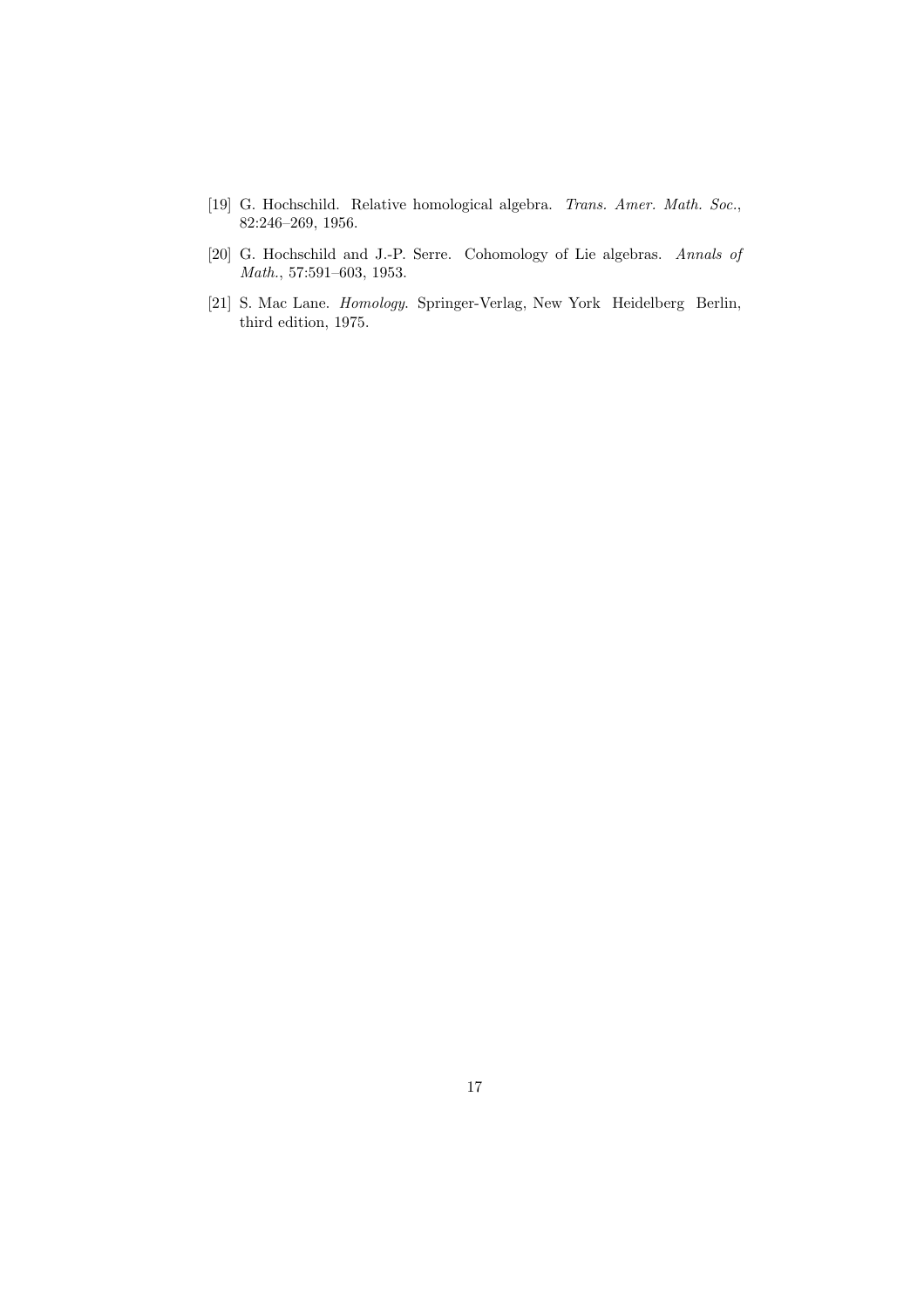[19] G. Hochschild. Relative homological algebra. *Trans. Amer. Math. Soc.*, 82:246–269, 1956.

[20] G. Hochschild and J.-P. Serre. Cohomology of Lie algebras. *Annals of Math.*, 57:591–603, 1953.

[21] S. Mac Lane. *Homology*. Springer-Verlag, New York Heidelberg Berlin, third edition, 1975.